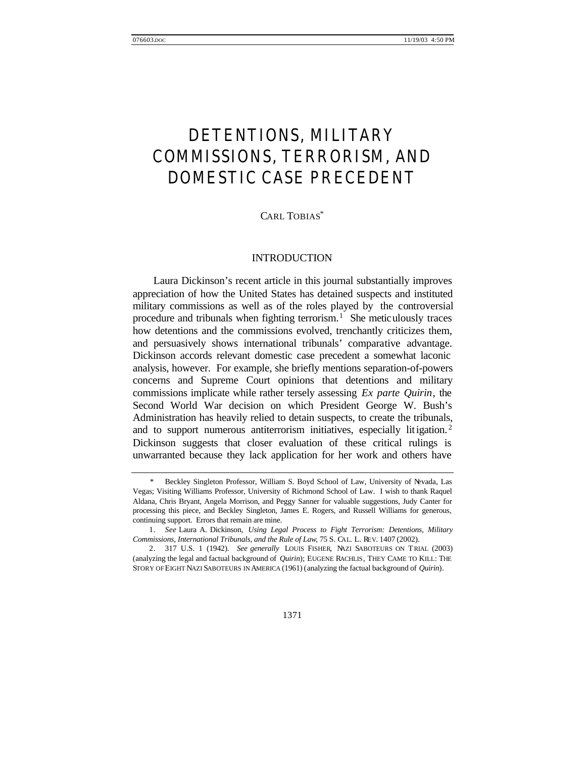# DETENTIONS, MILITARY COMMISSIONS, TERRORISM, AND DOMESTIC CASE PRECEDENT

CARL TOBIAS*

## INTRODUCTION

Laura Dickinson's recent article in this journal substantially improves appreciation of how the United States has detained suspects and instituted military commissions as well as of the roles played by the controversial procedure and tribunals when fighting terrorism.[1] She meticulously traces how detentions and the commissions evolved, trenchantly criticizes them, and persuasively shows international tribunals' comparative advantage. Dickinson accords relevant domestic case precedent a somewhat laconic analysis, however. For example, she briefly mentions separation-of-powers concerns and Supreme Court opinions that detentions and military commissions implicate while rather tersely assessing *Ex parte Quirin*, the Second World War decision on which President George W. Bush's Administration has heavily relied to detain suspects, to create the tribunals, and to support numerous antiterrorism initiatives, especially litigation.[2] Dickinson suggests that closer evaluation of these critical rulings is unwarranted because they lack application for her work and others have

---

\* Beckley Singleton Professor, William S. Boyd School of Law, University of Nevada, Las Vegas; Visiting Williams Professor, University of Richmond School of Law. I wish to thank Raquel Aldana, Chris Bryant, Angela Morrison, and Peggy Sanner for valuable suggestions, Judy Canter for processing this piece, and Beckley Singleton, James E. Rogers, and Russell Williams for generous, continuing support. Errors that remain are mine.

1. *See* Laura A. Dickinson, *Using Legal Process to Fight Terrorism: Detentions, Military Commissions, International Tribunals, and the Rule of Law*, 75 S. CAL. L. REV. 1407 (2002).

2. 317 U.S. 1 (1942). *See generally* LOUIS FISHER, NAZI SABOTEURS ON TRIAL (2003) (analyzing the legal and factual background of *Quirin*); EUGENE RACHLIS, THEY CAME TO KILL: THE STORY OF EIGHT NAZI SABOTEURS IN AMERICA (1961) (analyzing the factual background of *Quirin*).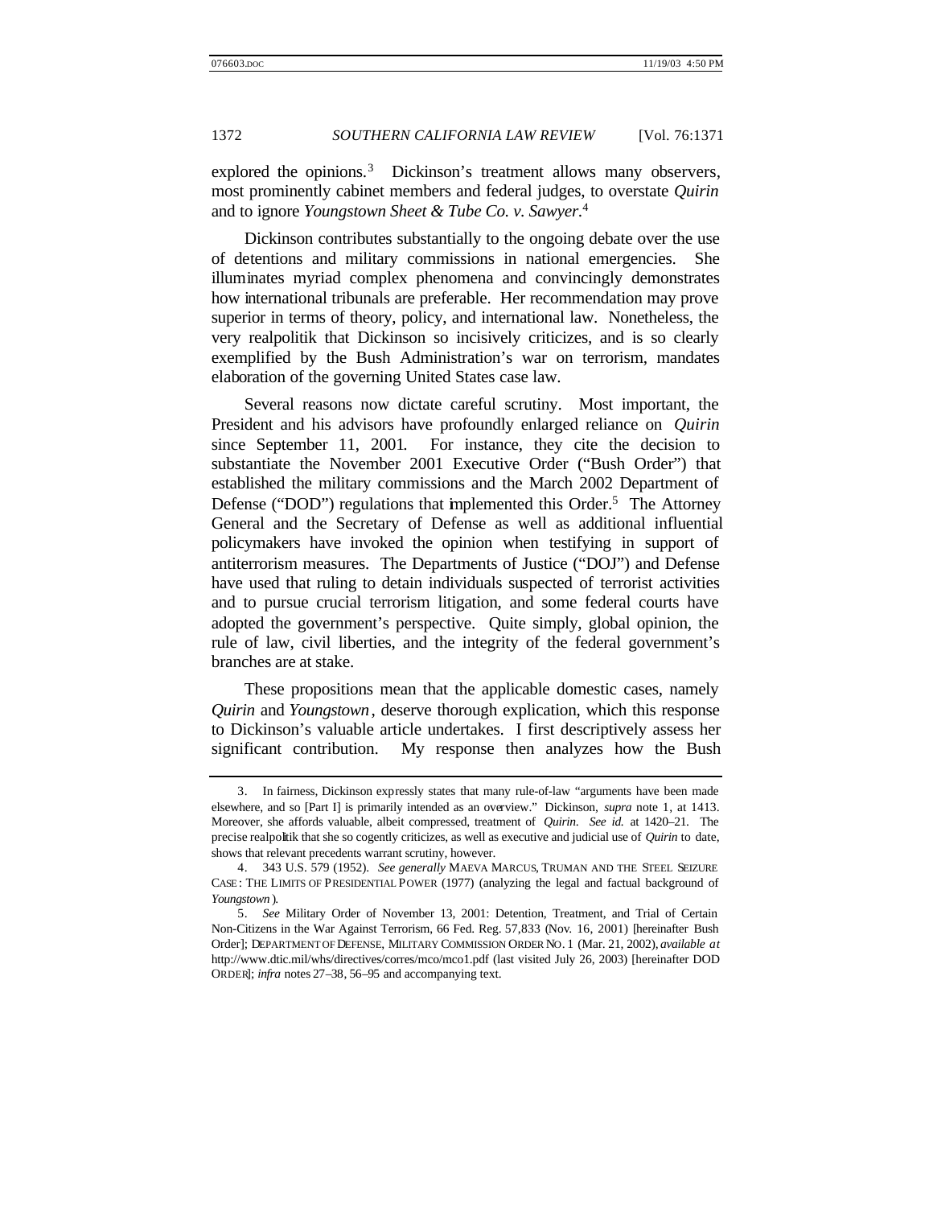explored the opinions.[3] Dickinson's treatment allows many observers, most prominently cabinet members and federal judges, to overstate *Quirin* and to ignore *Youngstown Sheet & Tube Co. v. Sawyer*.[4]

Dickinson contributes substantially to the ongoing debate over the use of detentions and military commissions in national emergencies. She illuminates myriad complex phenomena and convincingly demonstrates how international tribunals are preferable. Her recommendation may prove superior in terms of theory, policy, and international law. Nonetheless, the very realpolitik that Dickinson so incisively criticizes, and is so clearly exemplified by the Bush Administration's war on terrorism, mandates elaboration of the governing United States case law.

Several reasons now dictate careful scrutiny. Most important, the President and his advisors have profoundly enlarged reliance on *Quirin* since September 11, 2001. For instance, they cite the decision to substantiate the November 2001 Executive Order ("Bush Order") that established the military commissions and the March 2002 Department of Defense ("DOD") regulations that implemented this Order.[5] The Attorney General and the Secretary of Defense as well as additional influential policymakers have invoked the opinion when testifying in support of antiterrorism measures. The Departments of Justice ("DOJ") and Defense have used that ruling to detain individuals suspected of terrorist activities and to pursue crucial terrorism litigation, and some federal courts have adopted the government's perspective. Quite simply, global opinion, the rule of law, civil liberties, and the integrity of the federal government's branches are at stake.

These propositions mean that the applicable domestic cases, namely *Quirin* and *Youngstown*, deserve thorough explication, which this response to Dickinson's valuable article undertakes. I first descriptively assess her significant contribution. My response then analyzes how the Bush

---

3. In fairness, Dickinson expressly states that many rule-of-law "arguments have been made elsewhere, and so [Part I] is primarily intended as an overview." Dickinson, *supra* note 1, at 1413. Moreover, she affords valuable, albeit compressed, treatment of *Quirin*. *See id.* at 1420–21. The precise realpolitik that she so cogently criticizes, as well as executive and judicial use of *Quirin* to date, shows that relevant precedents warrant scrutiny, however.

4. 343 U.S. 579 (1952). *See generally* MAEVA MARCUS, TRUMAN AND THE STEEL SEIZURE CASE: THE LIMITS OF PRESIDENTIAL POWER (1977) (analyzing the legal and factual background of *Youngstown*).

5. *See* Military Order of November 13, 2001: Detention, Treatment, and Trial of Certain Non-Citizens in the War Against Terrorism, 66 Fed. Reg. 57,833 (Nov. 16, 2001) [hereinafter Bush Order]; DEPARTMENT OF DEFENSE, MILITARY COMMISSION ORDER NO. 1 (Mar. 21, 2002), *available at* http://www.dtic.mil/whs/directives/corres/mco/mco1.pdf (last visited July 26, 2003) [hereinafter DOD ORDER]; *infra* notes 27–38, 56–95 and accompanying text.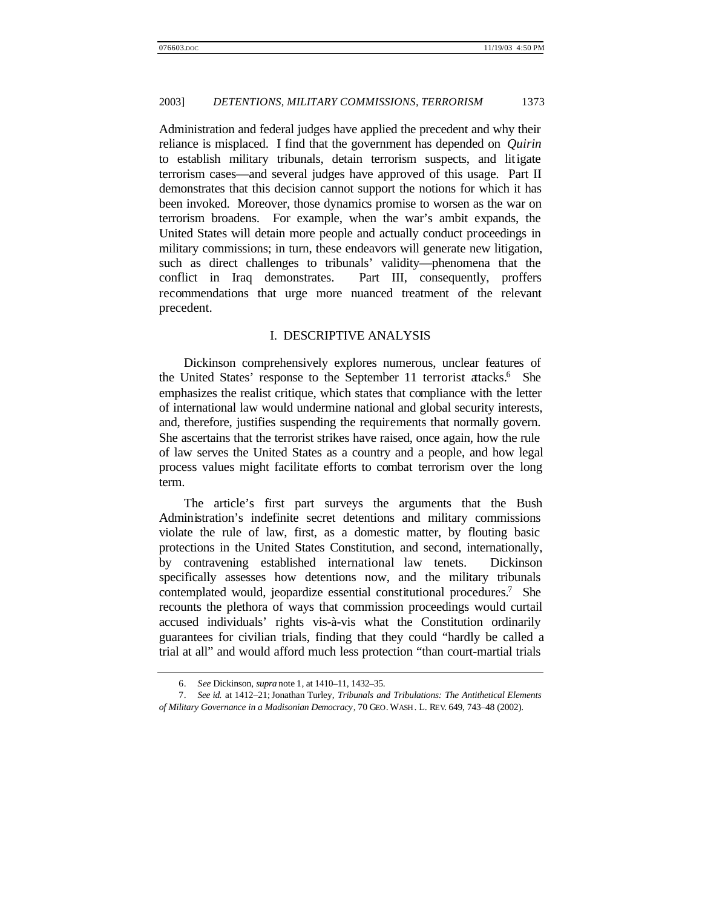Administration and federal judges have applied the precedent and why their reliance is misplaced. I find that the government has depended on *Quirin* to establish military tribunals, detain terrorism suspects, and litigate terrorism cases—and several judges have approved of this usage. Part II demonstrates that this decision cannot support the notions for which it has been invoked. Moreover, those dynamics promise to worsen as the war on terrorism broadens. For example, when the war's ambit expands, the United States will detain more people and actually conduct proceedings in military commissions; in turn, these endeavors will generate new litigation, such as direct challenges to tribunals' validity—phenomena that the conflict in Iraq demonstrates. Part III, consequently, proffers recommendations that urge more nuanced treatment of the relevant precedent.

## I. DESCRIPTIVE ANALYSIS

Dickinson comprehensively explores numerous, unclear features of the United States' response to the September 11 terrorist attacks.[6] She emphasizes the realist critique, which states that compliance with the letter of international law would undermine national and global security interests, and, therefore, justifies suspending the requirements that normally govern. She ascertains that the terrorist strikes have raised, once again, how the rule of law serves the United States as a country and a people, and how legal process values might facilitate efforts to combat terrorism over the long term.

The article's first part surveys the arguments that the Bush Administration's indefinite secret detentions and military commissions violate the rule of law, first, as a domestic matter, by flouting basic protections in the United States Constitution, and second, internationally, by contravening established international law tenets. Dickinson specifically assesses how detentions now, and the military tribunals contemplated would, jeopardize essential constitutional procedures.[7] She recounts the plethora of ways that commission proceedings would curtail accused individuals' rights vis-à-vis what the Constitution ordinarily guarantees for civilian trials, finding that they could "hardly be called a trial at all" and would afford much less protection "than court-martial trials

---

6. *See* Dickinson, *supra* note 1, at 1410–11, 1432–35.

7. *See id.* at 1412–21; Jonathan Turley, *Tribunals and Tribulations: The Antithetical Elements of Military Governance in a Madisonian Democracy*, 70 GEO. WASH. L. REV. 649, 743–48 (2002).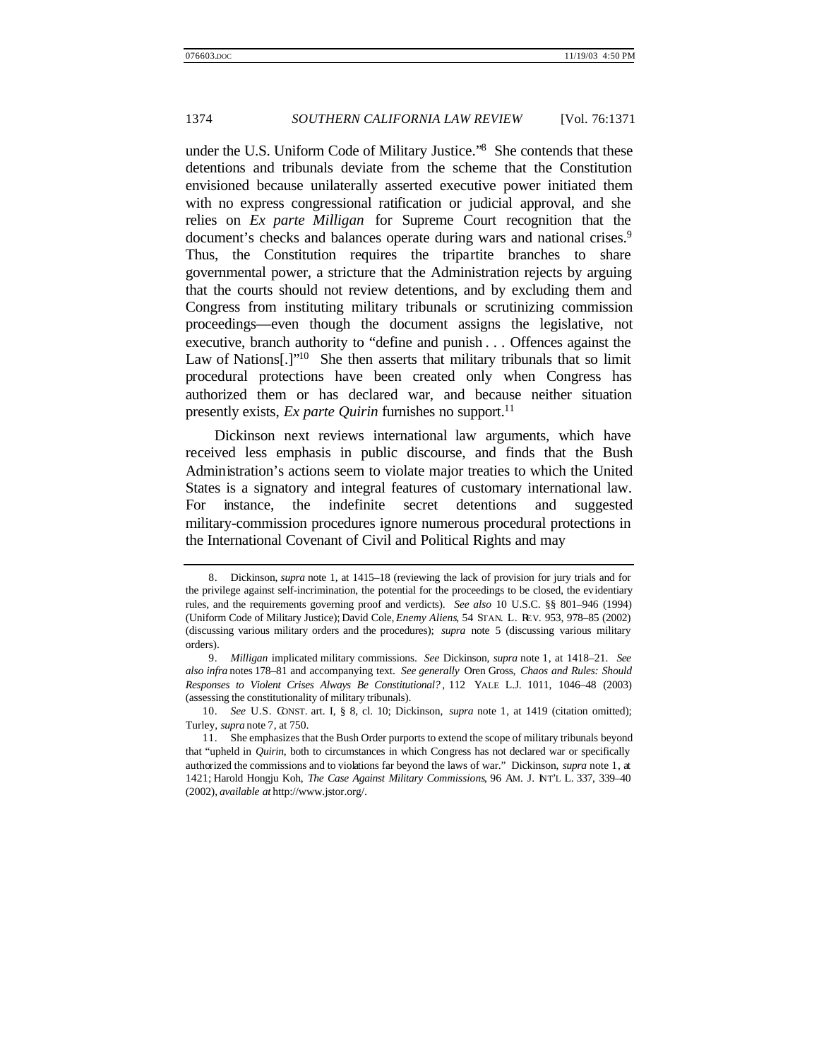under the U.S. Uniform Code of Military Justice."[8] She contends that these detentions and tribunals deviate from the scheme that the Constitution envisioned because unilaterally asserted executive power initiated them with no express congressional ratification or judicial approval, and she relies on *Ex parte Milligan* for Supreme Court recognition that the document's checks and balances operate during wars and national crises.[9] Thus, the Constitution requires the tripartite branches to share governmental power, a stricture that the Administration rejects by arguing that the courts should not review detentions, and by excluding them and Congress from instituting military tribunals or scrutinizing commission proceedings—even though the document assigns the legislative, not executive, branch authority to "define and punish . . . Offences against the Law of Nations[.]"[10] She then asserts that military tribunals that so limit procedural protections have been created only when Congress has authorized them or has declared war, and because neither situation presently exists, *Ex parte Quirin* furnishes no support.[11]

Dickinson next reviews international law arguments, which have received less emphasis in public discourse, and finds that the Bush Administration's actions seem to violate major treaties to which the United States is a signatory and integral features of customary international law. For instance, the indefinite secret detentions and suggested military-commission procedures ignore numerous procedural protections in the International Covenant of Civil and Political Rights and may

---

8. Dickinson, *supra* note 1, at 1415–18 (reviewing the lack of provision for jury trials and for the privilege against self-incrimination, the potential for the proceedings to be closed, the evidentiary rules, and the requirements governing proof and verdicts). *See also* 10 U.S.C. §§ 801–946 (1994) (Uniform Code of Military Justice); David Cole, *Enemy Aliens*, 54 STAN. L. REV. 953, 978–85 (2002) (discussing various military orders and the procedures); *supra* note 5 (discussing various military orders).

9. *Milligan* implicated military commissions. *See* Dickinson, *supra* note 1, at 1418–21. *See also infra* notes 178–81 and accompanying text. *See generally* Oren Gross, *Chaos and Rules: Should Responses to Violent Crises Always Be Constitutional?*, 112 YALE L.J. 1011, 1046–48 (2003) (assessing the constitutionality of military tribunals).

10. *See* U.S. CONST. art. I, § 8, cl. 10; Dickinson, *supra* note 1, at 1419 (citation omitted); Turley, *supra* note 7, at 750.

11. She emphasizes that the Bush Order purports to extend the scope of military tribunals beyond that "upheld in *Quirin*, both to circumstances in which Congress has not declared war or specifically authorized the commissions and to violations far beyond the laws of war." Dickinson, *supra* note 1, at 1421; Harold Hongju Koh, *The Case Against Military Commissions*, 96 AM. J. INT'L L. 337, 339–40 (2002), *available at* http://www.jstor.org/.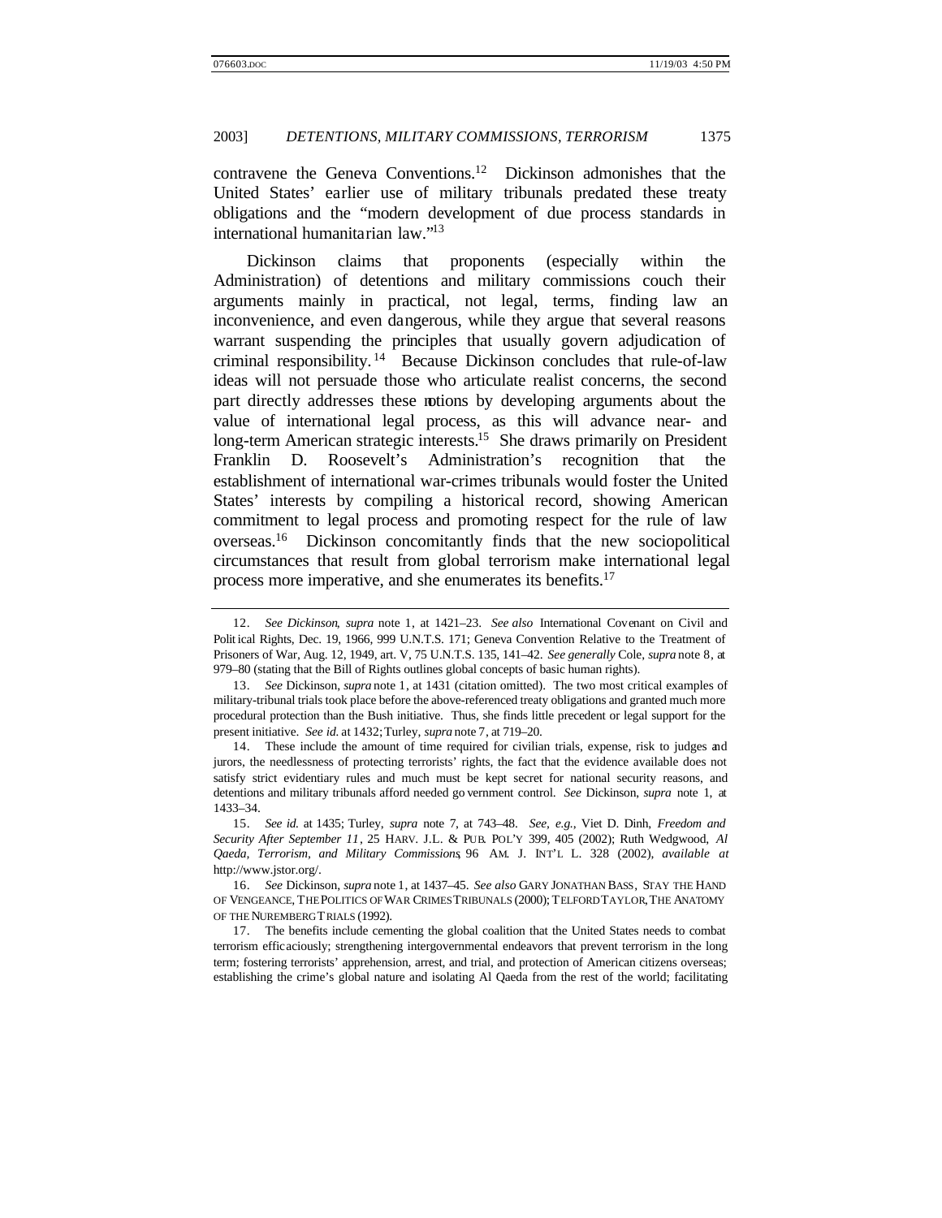contravene the Geneva Conventions.[12] Dickinson admonishes that the United States' earlier use of military tribunals predated these treaty obligations and the "modern development of due process standards in international humanitarian law."[13]

Dickinson claims that proponents (especially within the Administration) of detentions and military commissions couch their arguments mainly in practical, not legal, terms, finding law an inconvenience, and even dangerous, while they argue that several reasons warrant suspending the principles that usually govern adjudication of criminal responsibility.[14] Because Dickinson concludes that rule-of-law ideas will not persuade those who articulate realist concerns, the second part directly addresses these notions by developing arguments about the value of international legal process, as this will advance near- and long-term American strategic interests.[15] She draws primarily on President Franklin D. Roosevelt's Administration's recognition that the establishment of international war-crimes tribunals would foster the United States' interests by compiling a historical record, showing American commitment to legal process and promoting respect for the rule of law overseas.[16] Dickinson concomitantly finds that the new sociopolitical circumstances that result from global terrorism make international legal process more imperative, and she enumerates its benefits.[17]

---

12. *See Dickinson*, *supra* note 1, at 1421–23. *See also* International Covenant on Civil and Political Rights, Dec. 19, 1966, 999 U.N.T.S. 171; Geneva Convention Relative to the Treatment of Prisoners of War, Aug. 12, 1949, art. V, 75 U.N.T.S. 135, 141–42. *See generally* Cole, *supra* note 8, at 979–80 (stating that the Bill of Rights outlines global concepts of basic human rights).

13. *See* Dickinson, *supra* note 1, at 1431 (citation omitted). The two most critical examples of military-tribunal trials took place before the above-referenced treaty obligations and granted much more procedural protection than the Bush initiative. Thus, she finds little precedent or legal support for the present initiative. *See id.* at 1432; Turley, *supra* note 7, at 719–20.

14. These include the amount of time required for civilian trials, expense, risk to judges and jurors, the needlessness of protecting terrorists' rights, the fact that the evidence available does not satisfy strict evidentiary rules and much must be kept secret for national security reasons, and detentions and military tribunals afford needed government control. *See* Dickinson, *supra* note 1, at 1433–34.

15. *See id.* at 1435; Turley, *supra* note 7, at 743–48. *See, e.g.*, Viet D. Dinh, *Freedom and Security After September 11*, 25 HARV. J.L. & PUB. POL'Y 399, 405 (2002); Ruth Wedgwood, *Al Qaeda, Terrorism, and Military Commissions*, 96 AM. J. INT'L L. 328 (2002), *available at* http://www.jstor.org/.

16. *See* Dickinson, *supra* note 1, at 1437–45. *See also* GARY JONATHAN BASS, STAY THE HAND OF VENGEANCE, THE POLITICS OF WAR CRIMES TRIBUNALS (2000); TELFORD TAYLOR, THE ANATOMY OF THE NUREMBERG TRIALS (1992).

17. The benefits include cementing the global coalition that the United States needs to combat terrorism efficaciously; strengthening intergovernmental endeavors that prevent terrorism in the long term; fostering terrorists' apprehension, arrest, and trial, and protection of American citizens overseas; establishing the crime's global nature and isolating Al Qaeda from the rest of the world; facilitating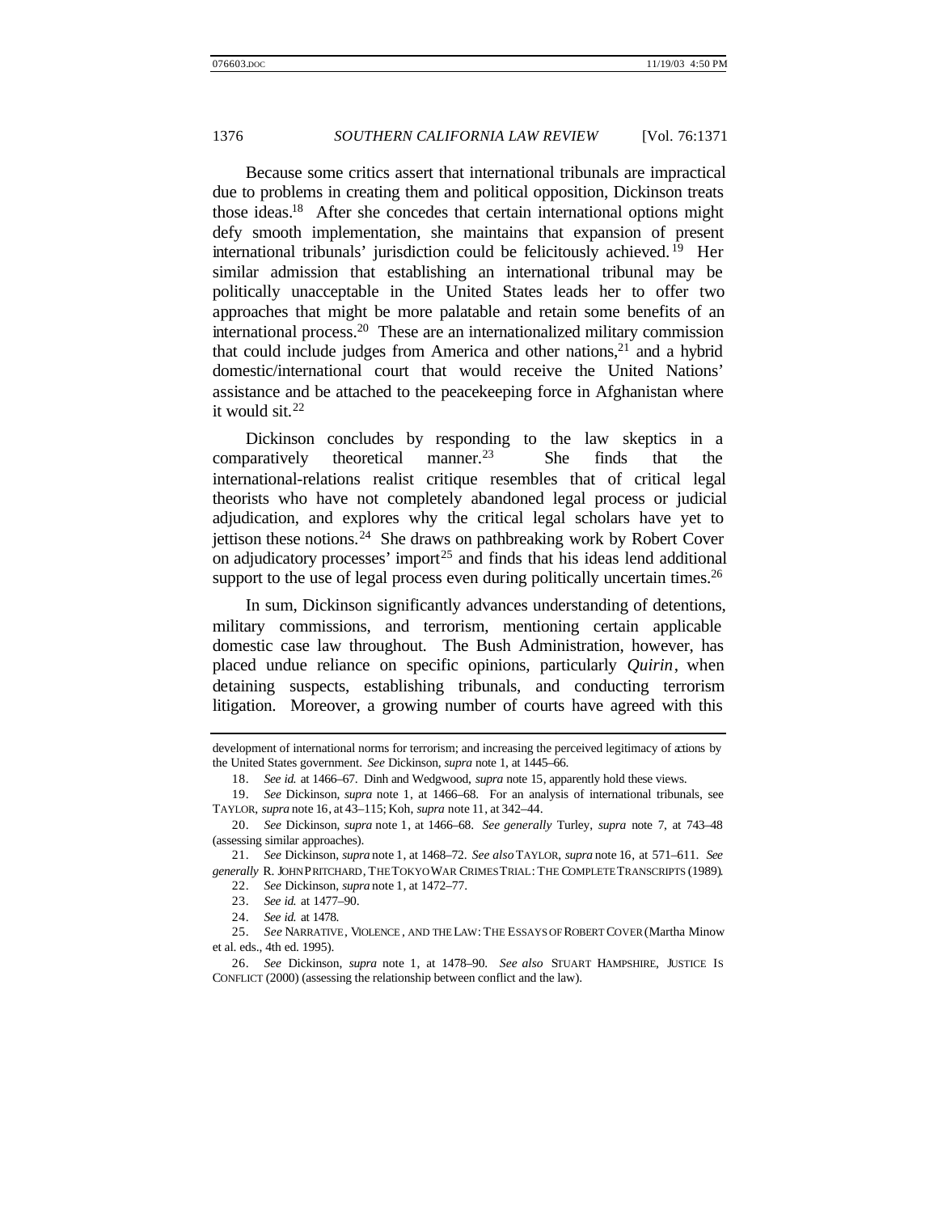Because some critics assert that international tribunals are impractical due to problems in creating them and political opposition, Dickinson treats those ideas.[18] After she concedes that certain international options might defy smooth implementation, she maintains that expansion of present international tribunals' jurisdiction could be felicitously achieved.[19] Her similar admission that establishing an international tribunal may be politically unacceptable in the United States leads her to offer two approaches that might be more palatable and retain some benefits of an international process.[20] These are an internationalized military commission that could include judges from America and other nations,[21] and a hybrid domestic/international court that would receive the United Nations' assistance and be attached to the peacekeeping force in Afghanistan where it would sit.[22]

Dickinson concludes by responding to the law skeptics in a comparatively theoretical manner.[23] She finds that the international-relations realist critique resembles that of critical legal theorists who have not completely abandoned legal process or judicial adjudication, and explores why the critical legal scholars have yet to jettison these notions.[24] She draws on pathbreaking work by Robert Cover on adjudicatory processes' import[25] and finds that his ideas lend additional support to the use of legal process even during politically uncertain times.[26]

In sum, Dickinson significantly advances understanding of detentions, military commissions, and terrorism, mentioning certain applicable domestic case law throughout. The Bush Administration, however, has placed undue reliance on specific opinions, particularly *Quirin*, when detaining suspects, establishing tribunals, and conducting terrorism litigation. Moreover, a growing number of courts have agreed with this

---

development of international norms for terrorism; and increasing the perceived legitimacy of actions by the United States government. *See* Dickinson, *supra* note 1, at 1445–66.

18. *See id.* at 1466–67. Dinh and Wedgwood, *supra* note 15, apparently hold these views.

19. *See* Dickinson, *supra* note 1, at 1466–68. For an analysis of international tribunals, see TAYLOR, *supra* note 16, at 43–115; Koh, *supra* note 11, at 342–44.

20. *See* Dickinson, *supra* note 1, at 1466–68. *See generally* Turley, *supra* note 7, at 743–48 (assessing similar approaches).

21. *See* Dickinson, *supra* note 1, at 1468–72. *See also* TAYLOR, *supra* note 16, at 571–611. *See generally* R. JOHN PRITCHARD, THE TOKYO WAR CRIMES TRIAL: THE COMPLETE TRANSCRIPTS (1989).

22. *See* Dickinson, *supra* note 1, at 1472–77.

23. *See id.* at 1477–90.

24. *See id.* at 1478.

25. *See* NARRATIVE, VIOLENCE, AND THE LAW: THE ESSAYS OF ROBERT COVER (Martha Minow et al. eds., 4th ed. 1995).

26. *See* Dickinson, *supra* note 1, at 1478–90. *See also* STUART HAMPSHIRE, JUSTICE IS CONFLICT (2000) (assessing the relationship between conflict and the law).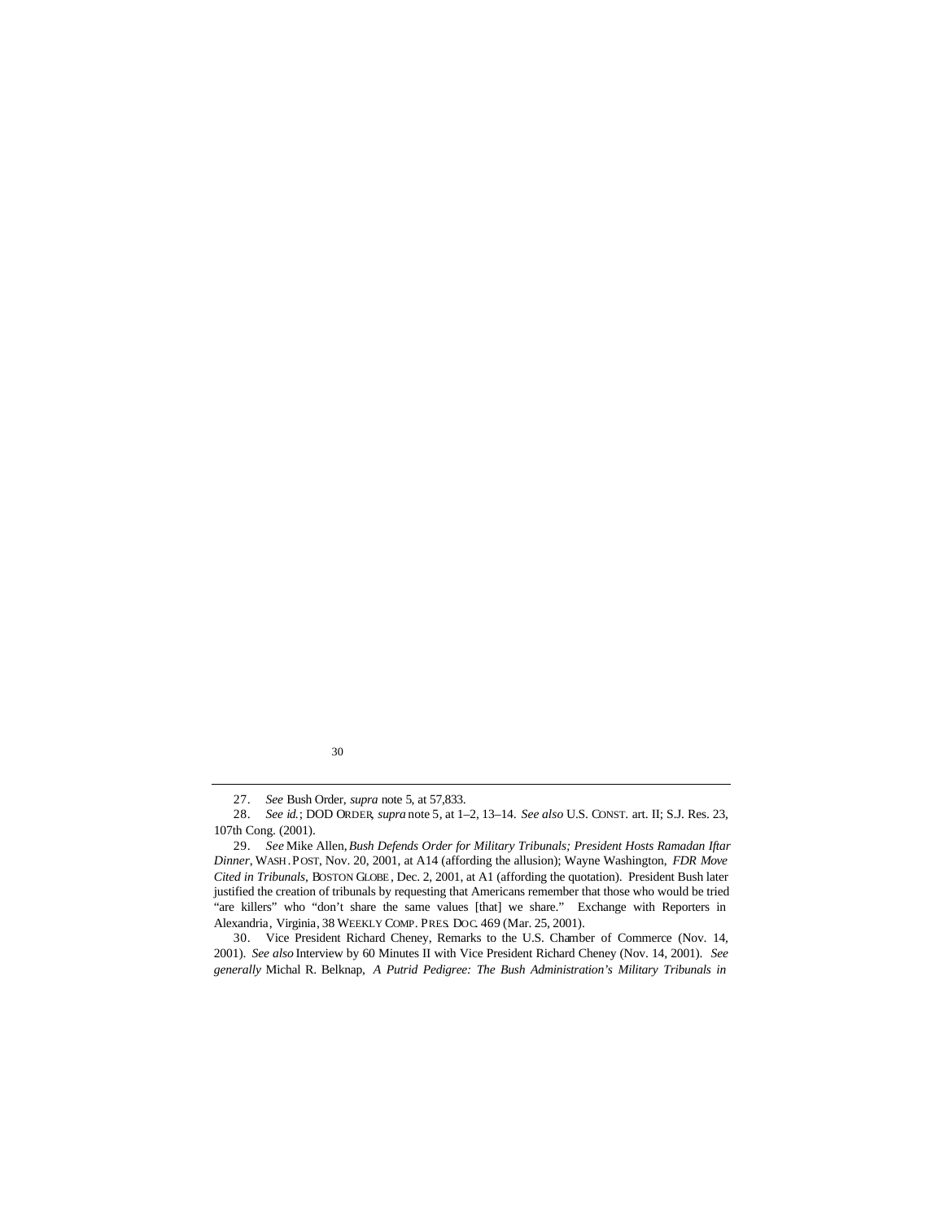27. *See* Bush Order, *supra* note 5, at 57,833.

28. *See id.*; DOD ORDER, *supra* note 5, at 1–2, 13–14. *See also* U.S. CONST. art. II; S.J. Res. 23, 107th Cong. (2001).

29. *See* Mike Allen, *Bush Defends Order for Military Tribunals; President Hosts Ramadan Iftar Dinner*, WASH. POST, Nov. 20, 2001, at A14 (affording the allusion); Wayne Washington, *FDR Move Cited in Tribunals*, BOSTON GLOBE, Dec. 2, 2001, at A1 (affording the quotation). President Bush later justified the creation of tribunals by requesting that Americans remember that those who would be tried "are killers" who "don't share the same values [that] we share." Exchange with Reporters in Alexandria, Virginia, 38 WEEKLY COMP. PRES. DOC. 469 (Mar. 25, 2001).

30. Vice President Richard Cheney, Remarks to the U.S. Chamber of Commerce (Nov. 14, 2001). *See also* Interview by 60 Minutes II with Vice President Richard Cheney (Nov. 14, 2001). *See generally* Michal R. Belknap, *A Putrid Pedigree: The Bush Administration's Military Tribunals in*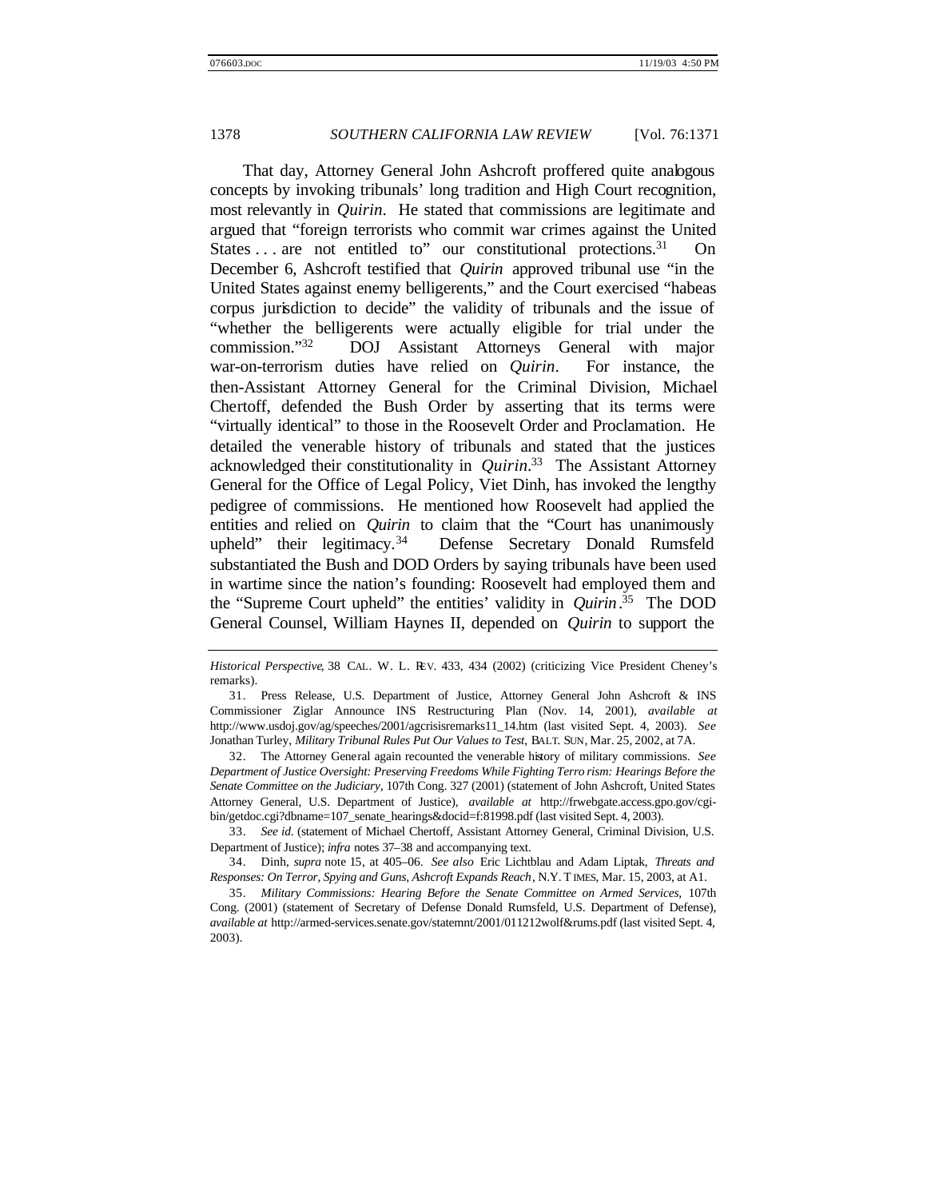That day, Attorney General John Ashcroft proffered quite analogous concepts by invoking tribunals' long tradition and High Court recognition, most relevantly in *Quirin*. He stated that commissions are legitimate and argued that "foreign terrorists who commit war crimes against the United States . . . are not entitled to" our constitutional protections.[31] On December 6, Ashcroft testified that *Quirin* approved tribunal use "in the United States against enemy belligerents," and the Court exercised "habeas corpus jurisdiction to decide" the validity of tribunals and the issue of "whether the belligerents were actually eligible for trial under the commission."[32] DOJ Assistant Attorneys General with major war-on-terrorism duties have relied on *Quirin*. For instance, the then-Assistant Attorney General for the Criminal Division, Michael Chertoff, defended the Bush Order by asserting that its terms were "virtually identical" to those in the Roosevelt Order and Proclamation. He detailed the venerable history of tribunals and stated that the justices acknowledged their constitutionality in *Quirin*.[33] The Assistant Attorney General for the Office of Legal Policy, Viet Dinh, has invoked the lengthy pedigree of commissions. He mentioned how Roosevelt had applied the entities and relied on *Quirin* to claim that the "Court has unanimously upheld" their legitimacy.[34] Defense Secretary Donald Rumsfeld substantiated the Bush and DOD Orders by saying tribunals have been used in wartime since the nation's founding: Roosevelt had employed them and the "Supreme Court upheld" the entities' validity in *Quirin*.[35] The DOD General Counsel, William Haynes II, depended on *Quirin* to support the

---

*Historical Perspective*, 38 CAL. W. L. REV. 433, 434 (2002) (criticizing Vice President Cheney's remarks).

31. Press Release, U.S. Department of Justice, Attorney General John Ashcroft & INS Commissioner Ziglar Announce INS Restructuring Plan (Nov. 14, 2001), *available at* http://www.usdoj.gov/ag/speeches/2001/agcrisisremarks11_14.htm (last visited Sept. 4, 2003). *See* Jonathan Turley, *Military Tribunal Rules Put Our Values to Test*, BALT. SUN, Mar. 25, 2002, at 7A.

32. The Attorney General again recounted the venerable history of military commissions. *See Department of Justice Oversight: Preserving Freedoms While Fighting Terrorism: Hearings Before the Senate Committee on the Judiciary*, 107th Cong. 327 (2001) (statement of John Ashcroft, United States Attorney General, U.S. Department of Justice), *available at* http://frwebgate.access.gpo.gov/cgi-bin/getdoc.cgi?dbname=107_senate_hearings&docid=f:81998.pdf (last visited Sept. 4, 2003).

33. *See id.* (statement of Michael Chertoff, Assistant Attorney General, Criminal Division, U.S. Department of Justice); *infra* notes 37–38 and accompanying text.

34. Dinh, *supra* note 15, at 405–06. *See also* Eric Lichtblau and Adam Liptak, *Threats and Responses: On Terror, Spying and Guns, Ashcroft Expands Reach*, N.Y. TIMES, Mar. 15, 2003, at A1.

35. *Military Commissions: Hearing Before the Senate Committee on Armed Services*, 107th Cong. (2001) (statement of Secretary of Defense Donald Rumsfeld, U.S. Department of Defense), *available at* http://armed-services.senate.gov/statemnt/2001/011212wolf&rums.pdf (last visited Sept. 4, 2003).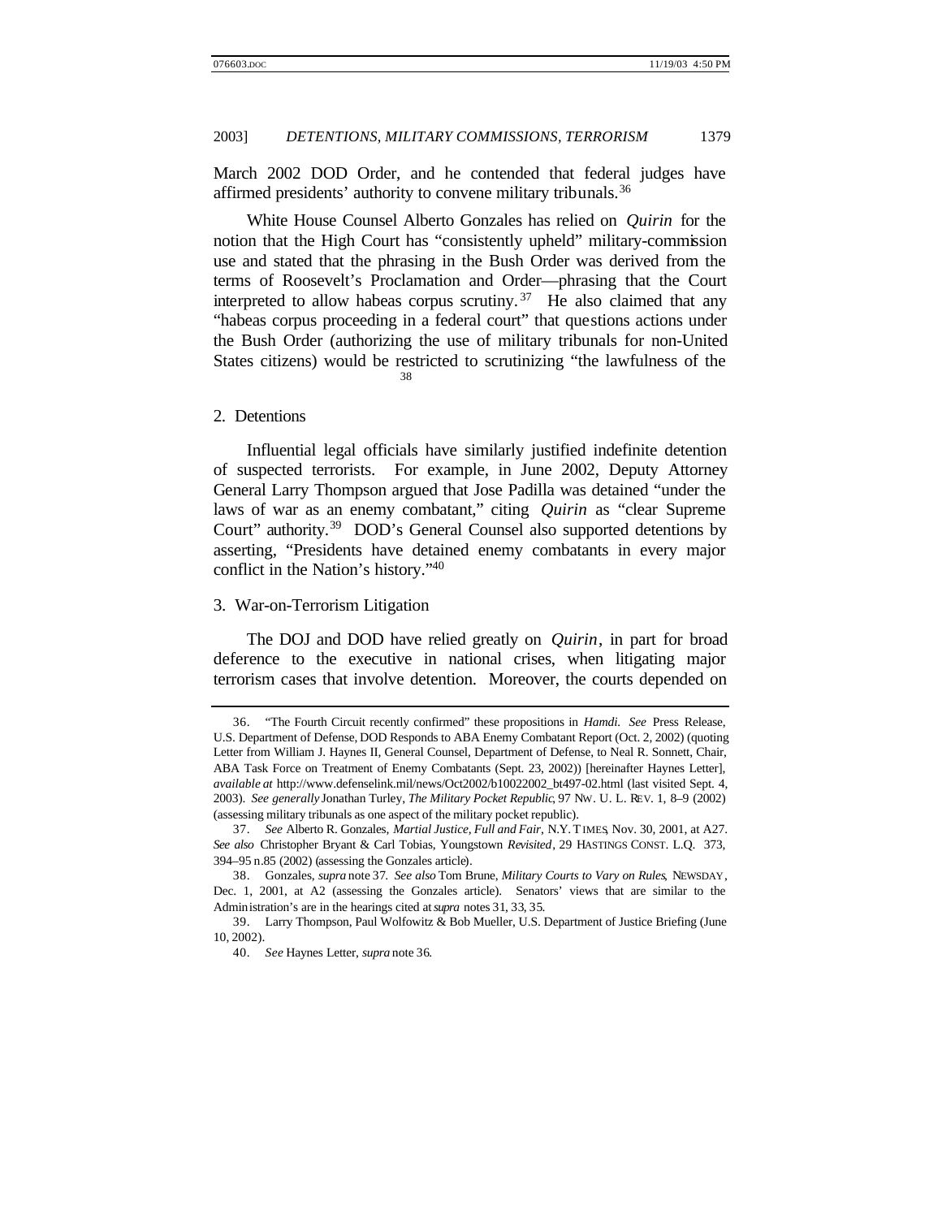March 2002 DOD Order, and he contended that federal judges have affirmed presidents' authority to convene military tribunals.[36]

White House Counsel Alberto Gonzales has relied on *Quirin* for the notion that the High Court has "consistently upheld" military-commission use and stated that the phrasing in the Bush Order was derived from the terms of Roosevelt's Proclamation and Order—phrasing that the Court interpreted to allow habeas corpus scrutiny.[37] He also claimed that any "habeas corpus proceeding in a federal court" that questions actions under the Bush Order (authorizing the use of military tribunals for non-United States citizens) would be restricted to scrutinizing "the lawfulness of the [38]

2. Detentions

Influential legal officials have similarly justified indefinite detention of suspected terrorists. For example, in June 2002, Deputy Attorney General Larry Thompson argued that Jose Padilla was detained "under the laws of war as an enemy combatant," citing *Quirin* as "clear Supreme Court" authority.[39] DOD's General Counsel also supported detentions by asserting, "Presidents have detained enemy combatants in every major conflict in the Nation's history."[40]

3. War-on-Terrorism Litigation

The DOJ and DOD have relied greatly on *Quirin*, in part for broad deference to the executive in national crises, when litigating major terrorism cases that involve detention. Moreover, the courts depended on

---

36. "The Fourth Circuit recently confirmed" these propositions in *Hamdi*. *See* Press Release, U.S. Department of Defense, DOD Responds to ABA Enemy Combatant Report (Oct. 2, 2002) (quoting Letter from William J. Haynes II, General Counsel, Department of Defense, to Neal R. Sonnett, Chair, ABA Task Force on Treatment of Enemy Combatants (Sept. 23, 2002)) [hereinafter Haynes Letter], *available at* http://www.defenselink.mil/news/Oct2002/b10022002_bt497-02.html (last visited Sept. 4, 2003). *See generally* Jonathan Turley, *The Military Pocket Republic*, 97 NW. U. L. REV. 1, 8–9 (2002) (assessing military tribunals as one aspect of the military pocket republic).

37. *See* Alberto R. Gonzales, *Martial Justice, Full and Fair*, N.Y. TIMES, Nov. 30, 2001, at A27. *See also* Christopher Bryant & Carl Tobias, Youngstown *Revisited*, 29 HASTINGS CONST. L.Q. 373, 394–95 n.85 (2002) (assessing the Gonzales article).

38. Gonzales, *supra* note 37. *See also* Tom Brune, *Military Courts to Vary on Rules*, NEWSDAY, Dec. 1, 2001, at A2 (assessing the Gonzales article). Senators' views that are similar to the Administration's are in the hearings cited at *supra* notes 31, 33, 35.

39. Larry Thompson, Paul Wolfowitz & Bob Mueller, U.S. Department of Justice Briefing (June 10, 2002).

40. *See* Haynes Letter, *supra* note 36.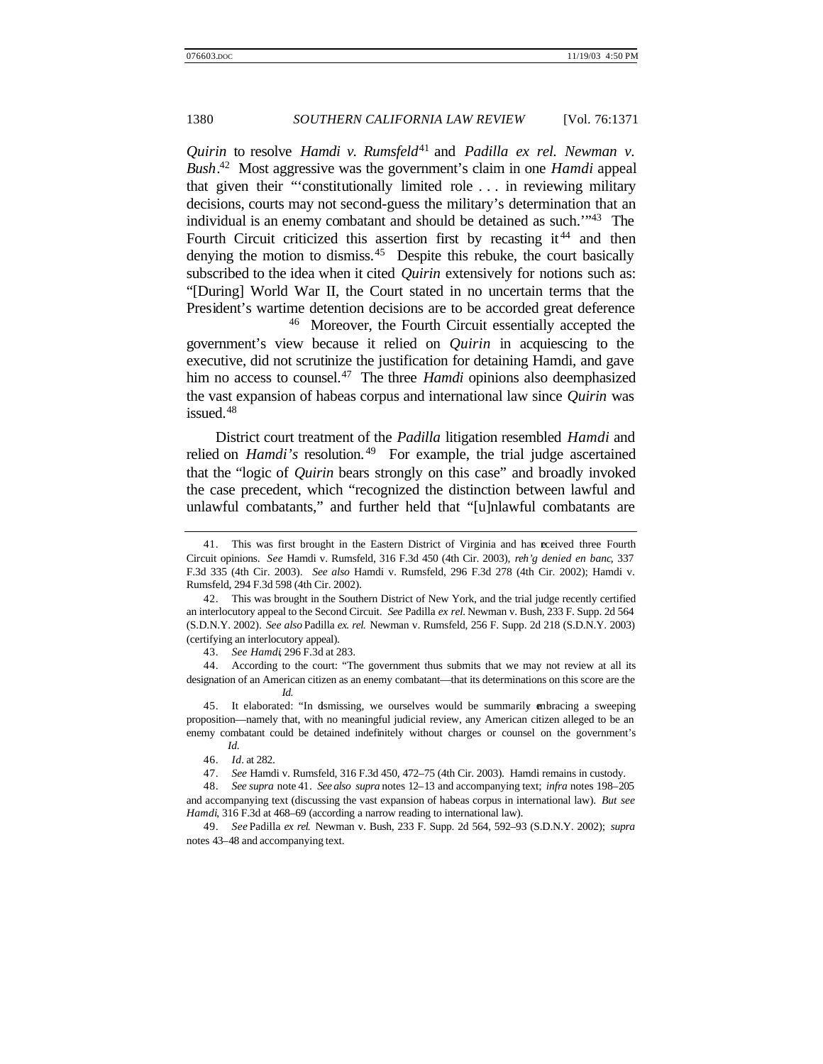*Quirin* to resolve *Hamdi v. Rumsfeld*[41] and *Padilla ex rel. Newman v. Bush*.[42] Most aggressive was the government's claim in one *Hamdi* appeal that given their "'constitutionally limited role . . . in reviewing military decisions, courts may not second-guess the military's determination that an individual is an enemy combatant and should be detained as such.'"[43] The Fourth Circuit criticized this assertion first by recasting it[44] and then denying the motion to dismiss.[45] Despite this rebuke, the court basically subscribed to the idea when it cited *Quirin* extensively for notions such as: "[During] World War II, the Court stated in no uncertain terms that the President's wartime detention decisions are to be accorded great deference [46] Moreover, the Fourth Circuit essentially accepted the government's view because it relied on *Quirin* in acquiescing to the executive, did not scrutinize the justification for detaining Hamdi, and gave him no access to counsel.[47] The three *Hamdi* opinions also deemphasized the vast expansion of habeas corpus and international law since *Quirin* was issued.[48]

District court treatment of the *Padilla* litigation resembled *Hamdi* and relied on *Hamdi's* resolution.[49] For example, the trial judge ascertained that the "logic of *Quirin* bears strongly on this case" and broadly invoked the case precedent, which "recognized the distinction between lawful and unlawful combatants," and further held that "[u]nlawful combatants are

---

41. This was first brought in the Eastern District of Virginia and has received three Fourth Circuit opinions. *See* Hamdi v. Rumsfeld, 316 F.3d 450 (4th Cir. 2003), *reh'g denied en banc*, 337 F.3d 335 (4th Cir. 2003). *See also* Hamdi v. Rumsfeld, 296 F.3d 278 (4th Cir. 2002); Hamdi v. Rumsfeld, 294 F.3d 598 (4th Cir. 2002).

42. This was brought in the Southern District of New York, and the trial judge recently certified an interlocutory appeal to the Second Circuit. *See* Padilla *ex rel.* Newman v. Bush, 233 F. Supp. 2d 564 (S.D.N.Y. 2002). *See also* Padilla *ex. rel.* Newman v. Rumsfeld, 256 F. Supp. 2d 218 (S.D.N.Y. 2003) (certifying an interlocutory appeal).

43. *See Hamdi*, 296 F.3d at 283.

44. According to the court: "The government thus submits that we may not review at all its designation of an American citizen as an enemy combatant—that its determinations on this score are the *Id.*

45. It elaborated: "In dismissing, we ourselves would be summarily embracing a sweeping proposition—namely that, with no meaningful judicial review, any American citizen alleged to be an enemy combatant could be detained indefinitely without charges or counsel on the government's *Id.*

46. *Id*. at 282.

47. *See* Hamdi v. Rumsfeld, 316 F.3d 450, 472–75 (4th Cir. 2003). Hamdi remains in custody.

48. *See supra* note 41. *See also supra* notes 12–13 and accompanying text; *infra* notes 198–205 and accompanying text (discussing the vast expansion of habeas corpus in international law). *But see Hamdi*, 316 F.3d at 468–69 (according a narrow reading to international law).

49. *See* Padilla *ex rel.* Newman v. Bush, 233 F. Supp. 2d 564, 592–93 (S.D.N.Y. 2002); *supra* notes 43–48 and accompanying text.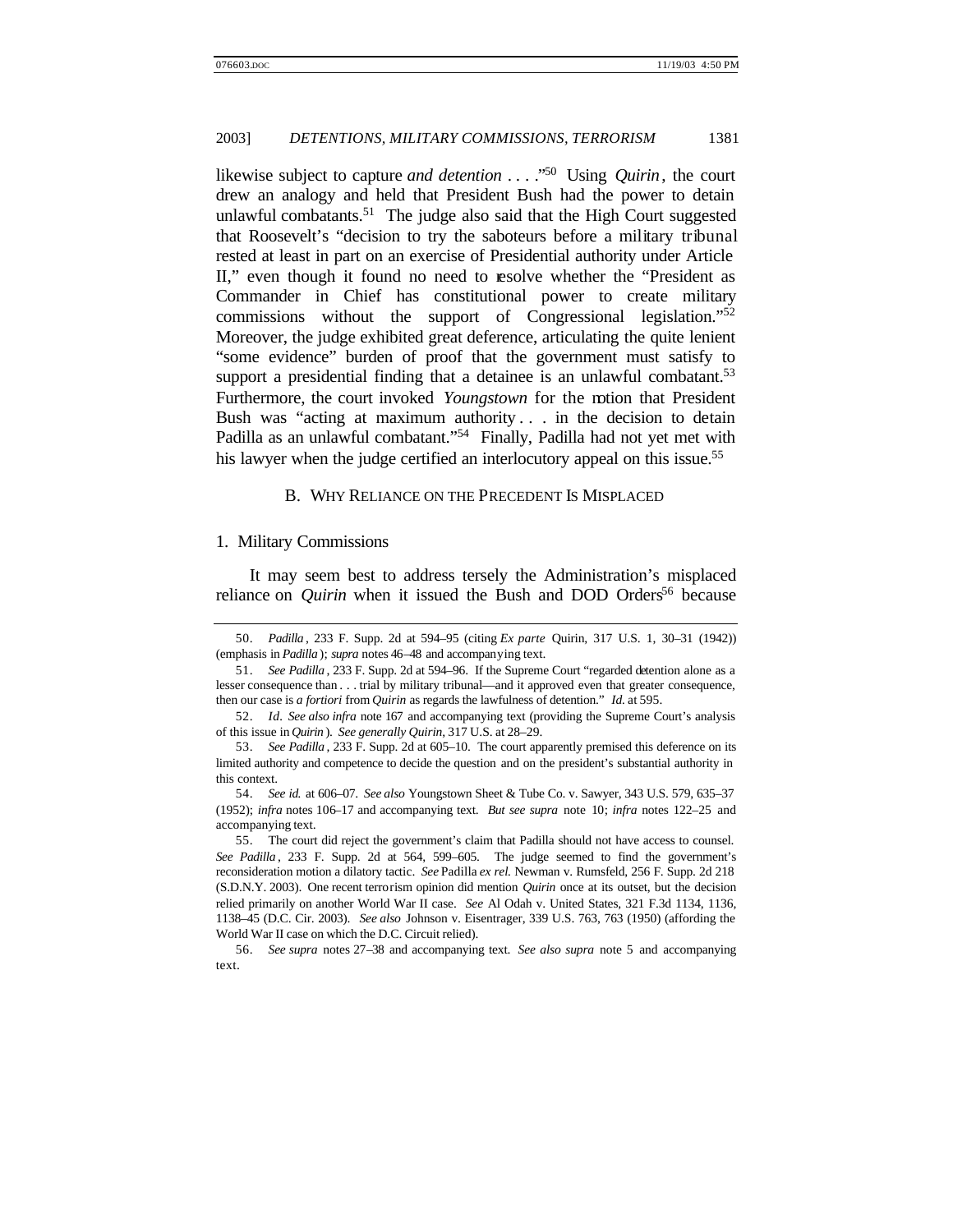likewise subject to capture *and detention* . . . ."[50] Using *Quirin*, the court drew an analogy and held that President Bush had the power to detain unlawful combatants.[51] The judge also said that the High Court suggested that Roosevelt's "decision to try the saboteurs before a military tribunal rested at least in part on an exercise of Presidential authority under Article II," even though it found no need to resolve whether the "President as Commander in Chief has constitutional power to create military commissions without the support of Congressional legislation."[52] Moreover, the judge exhibited great deference, articulating the quite lenient "some evidence" burden of proof that the government must satisfy to support a presidential finding that a detainee is an unlawful combatant.[53] Furthermore, the court invoked *Youngstown* for the notion that President Bush was "acting at maximum authority . . . in the decision to detain Padilla as an unlawful combatant."[54] Finally, Padilla had not yet met with his lawyer when the judge certified an interlocutory appeal on this issue.[55]

### B. WHY RELIANCE ON THE PRECEDENT IS MISPLACED

#### 1. Military Commissions

It may seem best to address tersely the Administration's misplaced reliance on *Quirin* when it issued the Bush and DOD Orders[56] because

---

50. *Padilla*, 233 F. Supp. 2d at 594–95 (citing *Ex parte* Quirin, 317 U.S. 1, 30–31 (1942)) (emphasis in *Padilla*); *supra* notes 46–48 and accompanying text.

51. *See Padilla*, 233 F. Supp. 2d at 594–96. If the Supreme Court "regarded detention alone as a lesser consequence than . . . trial by military tribunal—and it approved even that greater consequence, then our case is *a fortiori* from *Quirin* as regards the lawfulness of detention." *Id.* at 595.

52. *Id*. *See also infra* note 167 and accompanying text (providing the Supreme Court's analysis of this issue in *Quirin*). *See generally Quirin*, 317 U.S. at 28–29.

53. *See Padilla*, 233 F. Supp. 2d at 605–10. The court apparently premised this deference on its limited authority and competence to decide the question and on the president's substantial authority in this context.

54. *See id.* at 606–07. *See also* Youngstown Sheet & Tube Co. v. Sawyer, 343 U.S. 579, 635–37 (1952); *infra* notes 106–17 and accompanying text. *But see supra* note 10; *infra* notes 122–25 and accompanying text.

55. The court did reject the government's claim that Padilla should not have access to counsel. *See Padilla*, 233 F. Supp. 2d at 564, 599–605. The judge seemed to find the government's reconsideration motion a dilatory tactic. *See* Padilla *ex rel.* Newman v. Rumsfeld, 256 F. Supp. 2d 218 (S.D.N.Y. 2003). One recent terrorism opinion did mention *Quirin* once at its outset, but the decision relied primarily on another World War II case. *See* Al Odah v. United States, 321 F.3d 1134, 1136, 1138–45 (D.C. Cir. 2003). *See also* Johnson v. Eisentrager, 339 U.S. 763, 763 (1950) (affording the World War II case on which the D.C. Circuit relied).

56. *See supra* notes 27–38 and accompanying text. *See also supra* note 5 and accompanying text.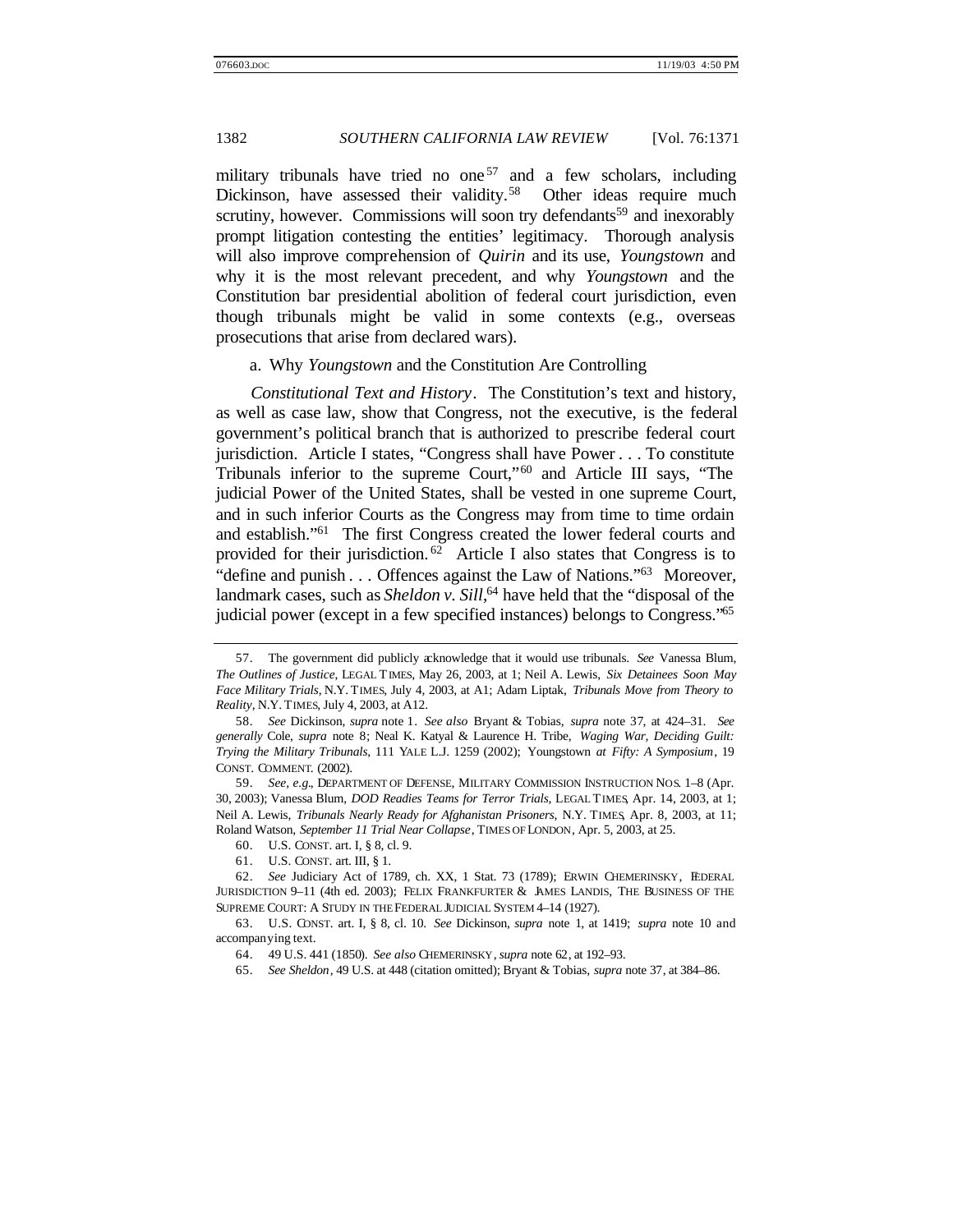military tribunals have tried no one[57] and a few scholars, including Dickinson, have assessed their validity.[58] Other ideas require much scrutiny, however. Commissions will soon try defendants[59] and inexorably prompt litigation contesting the entities' legitimacy. Thorough analysis will also improve comprehension of *Quirin* and its use, *Youngstown* and why it is the most relevant precedent, and why *Youngstown* and the Constitution bar presidential abolition of federal court jurisdiction, even though tribunals might be valid in some contexts (e.g., overseas prosecutions that arise from declared wars).

a. Why *Youngstown* and the Constitution Are Controlling

*Constitutional Text and History*. The Constitution's text and history, as well as case law, show that Congress, not the executive, is the federal government's political branch that is authorized to prescribe federal court jurisdiction. Article I states, "Congress shall have Power . . . To constitute Tribunals inferior to the supreme Court,"[60] and Article III says, "The judicial Power of the United States, shall be vested in one supreme Court, and in such inferior Courts as the Congress may from time to time ordain and establish."[61] The first Congress created the lower federal courts and provided for their jurisdiction.[62] Article I also states that Congress is to "define and punish . . . Offences against the Law of Nations."[63] Moreover, landmark cases, such as *Sheldon v. Sill*,[64] have held that the "disposal of the judicial power (except in a few specified instances) belongs to Congress."[65]

---

57. The government did publicly acknowledge that it would use tribunals. *See* Vanessa Blum, *The Outlines of Justice*, LEGAL TIMES, May 26, 2003, at 1; Neil A. Lewis, *Six Detainees Soon May Face Military Trials*, N.Y. TIMES, July 4, 2003, at A1; Adam Liptak, *Tribunals Move from Theory to Reality*, N.Y. TIMES, July 4, 2003, at A12.

58. *See* Dickinson, *supra* note 1. *See also* Bryant & Tobias, *supra* note 37, at 424–31. *See generally* Cole, *supra* note 8; Neal K. Katyal & Laurence H. Tribe, *Waging War, Deciding Guilt: Trying the Military Tribunals*, 111 YALE L.J. 1259 (2002); Youngstown *at Fifty: A Symposium*, 19 CONST. COMMENT. (2002).

59. *See, e.g.*, DEPARTMENT OF DEFENSE, MILITARY COMMISSION INSTRUCTION NOS. 1–8 (Apr. 30, 2003); Vanessa Blum, *DOD Readies Teams for Terror Trials*, LEGAL TIMES, Apr. 14, 2003, at 1; Neil A. Lewis, *Tribunals Nearly Ready for Afghanistan Prisoners*, N.Y. TIMES, Apr. 8, 2003, at 11; Roland Watson, *September 11 Trial Near Collapse*, TIMES OF LONDON, Apr. 5, 2003, at 25.

60. U.S. CONST. art. I, § 8, cl. 9.

61. U.S. CONST. art. III, § 1.

62. *See* Judiciary Act of 1789, ch. XX, 1 Stat. 73 (1789); ERWIN CHEMERINSKY, FEDERAL JURISDICTION 9–11 (4th ed. 2003); FELIX FRANKFURTER & JAMES LANDIS, THE BUSINESS OF THE SUPREME COURT: A STUDY IN THE FEDERAL JUDICIAL SYSTEM 4–14 (1927).

63. U.S. CONST. art. I, § 8, cl. 10. *See* Dickinson, *supra* note 1, at 1419; *supra* note 10 and accompanying text.

64. 49 U.S. 441 (1850). *See also* CHEMERINSKY, *supra* note 62, at 192–93.

65. *See Sheldon*, 49 U.S. at 448 (citation omitted); Bryant & Tobias, *supra* note 37, at 384–86.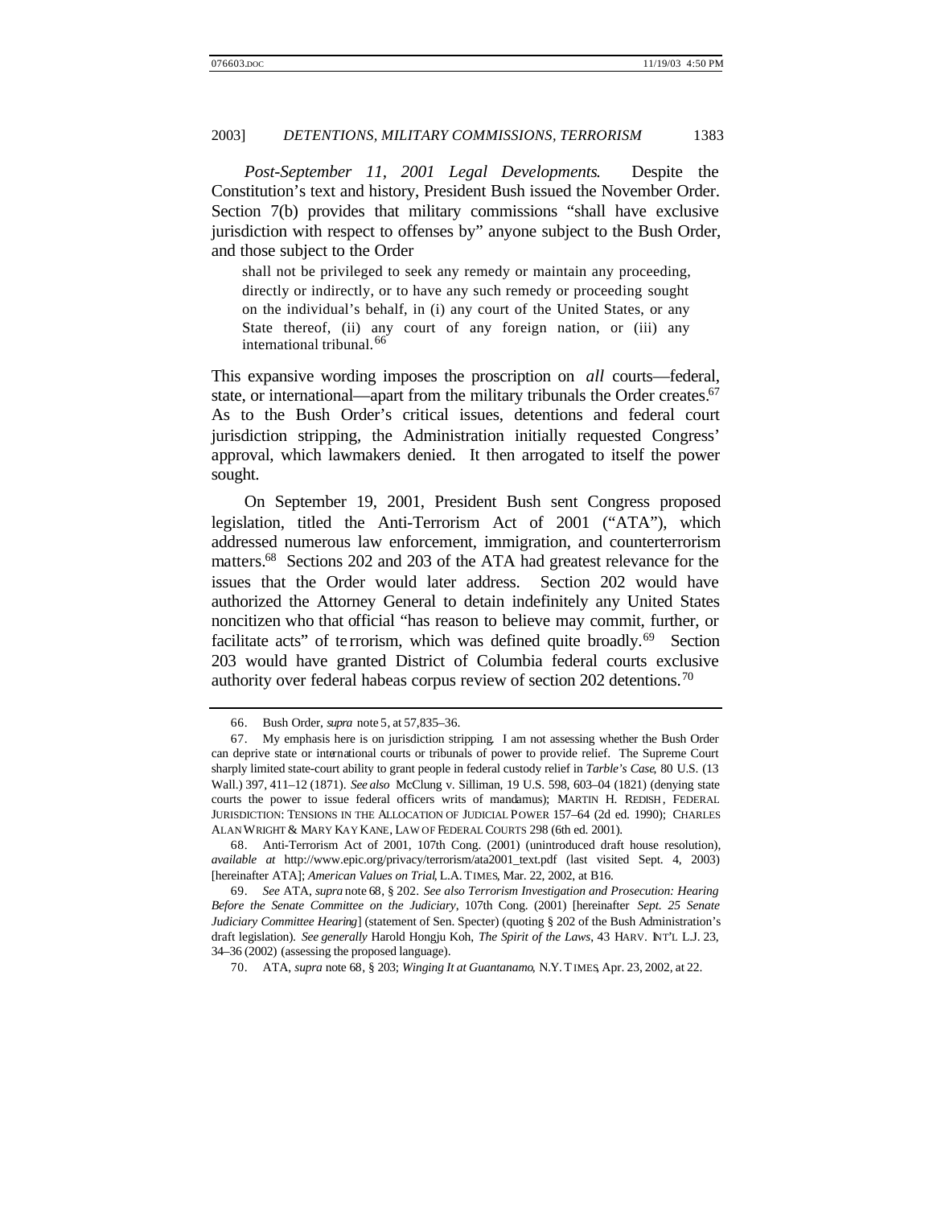*Post-September 11, 2001 Legal Developments*. Despite the Constitution's text and history, President Bush issued the November Order. Section 7(b) provides that military commissions "shall have exclusive jurisdiction with respect to offenses by" anyone subject to the Bush Order, and those subject to the Order

> shall not be privileged to seek any remedy or maintain any proceeding, directly or indirectly, or to have any such remedy or proceeding sought on the individual's behalf, in (i) any court of the United States, or any State thereof, (ii) any court of any foreign nation, or (iii) any international tribunal.[66]

This expansive wording imposes the proscription on *all* courts—federal, state, or international—apart from the military tribunals the Order creates.[67] As to the Bush Order's critical issues, detentions and federal court jurisdiction stripping, the Administration initially requested Congress' approval, which lawmakers denied. It then arrogated to itself the power sought.

On September 19, 2001, President Bush sent Congress proposed legislation, titled the Anti-Terrorism Act of 2001 ("ATA"), which addressed numerous law enforcement, immigration, and counterterrorism matters.[68] Sections 202 and 203 of the ATA had greatest relevance for the issues that the Order would later address. Section 202 would have authorized the Attorney General to detain indefinitely any United States noncitizen who that official "has reason to believe may commit, further, or facilitate acts" of terrorism, which was defined quite broadly.[69] Section 203 would have granted District of Columbia federal courts exclusive authority over federal habeas corpus review of section 202 detentions.[70]

---

66. Bush Order, *supra* note 5, at 57,835–36.

67. My emphasis here is on jurisdiction stripping. I am not assessing whether the Bush Order can deprive state or international courts or tribunals of power to provide relief. The Supreme Court sharply limited state-court ability to grant people in federal custody relief in *Tarble's Case*, 80 U.S. (13 Wall.) 397, 411–12 (1871). *See also* McClung v. Silliman, 19 U.S. 598, 603–04 (1821) (denying state courts the power to issue federal officers writs of mandamus); MARTIN H. REDISH, FEDERAL JURISDICTION: TENSIONS IN THE ALLOCATION OF JUDICIAL POWER 157–64 (2d ed. 1990); CHARLES ALAN WRIGHT & MARY KAY KANE, LAW OF FEDERAL COURTS 298 (6th ed. 2001).

68. Anti-Terrorism Act of 2001, 107th Cong. (2001) (unintroduced draft house resolution), *available at* http://www.epic.org/privacy/terrorism/ata2001_text.pdf (last visited Sept. 4, 2003) [hereinafter ATA]; *American Values on Trial*, L.A. TIMES, Mar. 22, 2002, at B16.

69. *See* ATA, *supra* note 68, § 202. *See also Terrorism Investigation and Prosecution: Hearing Before the Senate Committee on the Judiciary*, 107th Cong. (2001) [hereinafter *Sept. 25 Senate Judiciary Committee Hearing*] (statement of Sen. Specter) (quoting § 202 of the Bush Administration's draft legislation). *See generally* Harold Hongju Koh, *The Spirit of the Laws*, 43 HARV. INT'L L.J. 23, 34–36 (2002) (assessing the proposed language).

70. ATA, *supra* note 68, § 203; *Winging It at Guantanamo*, N.Y. TIMES, Apr. 23, 2002, at 22.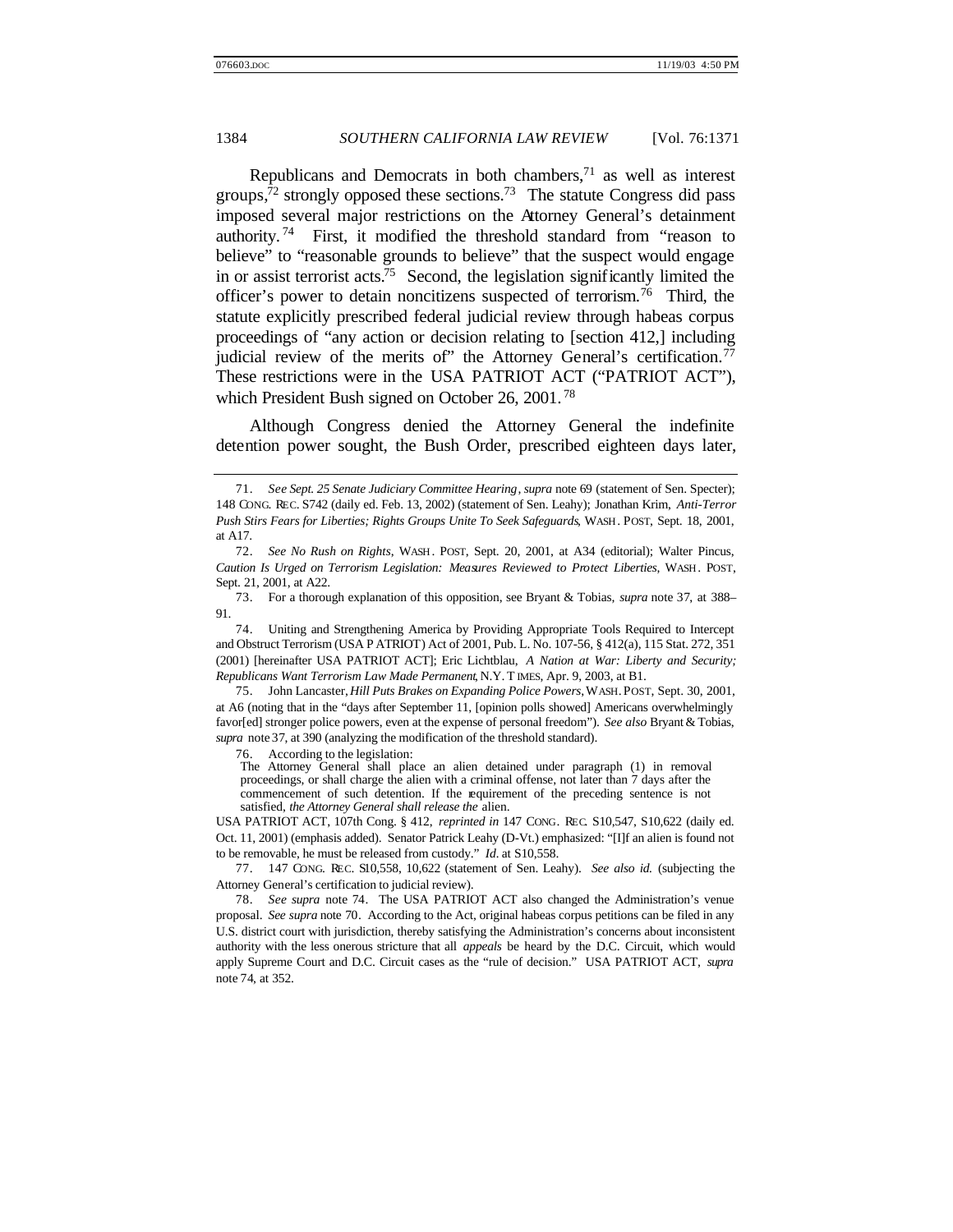Republicans and Democrats in both chambers,[71] as well as interest groups,[72] strongly opposed these sections.[73] The statute Congress did pass imposed several major restrictions on the Attorney General's detainment authority.[74] First, it modified the threshold standard from "reason to believe" to "reasonable grounds to believe" that the suspect would engage in or assist terrorist acts.[75] Second, the legislation significantly limited the officer's power to detain noncitizens suspected of terrorism.[76] Third, the statute explicitly prescribed federal judicial review through habeas corpus proceedings of "any action or decision relating to [section 412,] including judicial review of the merits of" the Attorney General's certification.[77] These restrictions were in the USA PATRIOT ACT ("PATRIOT ACT"), which President Bush signed on October 26, 2001.[78]

Although Congress denied the Attorney General the indefinite detention power sought, the Bush Order, prescribed eighteen days later,

---

71. *See Sept. 25 Senate Judiciary Committee Hearing*, *supra* note 69 (statement of Sen. Specter); 148 CONG. REC. S742 (daily ed. Feb. 13, 2002) (statement of Sen. Leahy); Jonathan Krim, *Anti-Terror Push Stirs Fears for Liberties; Rights Groups Unite To Seek Safeguards*, WASH. POST, Sept. 18, 2001, at A17.

72. *See No Rush on Rights*, WASH. POST, Sept. 20, 2001, at A34 (editorial); Walter Pincus, *Caution Is Urged on Terrorism Legislation: Measures Reviewed to Protect Liberties*, WASH. POST, Sept. 21, 2001, at A22.

73. For a thorough explanation of this opposition, see Bryant & Tobias, *supra* note 37, at 388–91.

74. Uniting and Strengthening America by Providing Appropriate Tools Required to Intercept and Obstruct Terrorism (USA PATRIOT) Act of 2001, Pub. L. No. 107-56, § 412(a), 115 Stat. 272, 351 (2001) [hereinafter USA PATRIOT ACT]; Eric Lichtblau, *A Nation at War: Liberty and Security; Republicans Want Terrorism Law Made Permanent*, N.Y. TIMES, Apr. 9, 2003, at B1.

75. John Lancaster, *Hill Puts Brakes on Expanding Police Powers*, WASH. POST, Sept. 30, 2001, at A6 (noting that in the "days after September 11, [opinion polls showed] Americans overwhelmingly favor[ed] stronger police powers, even at the expense of personal freedom"). *See also* Bryant & Tobias, *supra* note 37, at 390 (analyzing the modification of the threshold standard).

76. According to the legislation:

> The Attorney General shall place an alien detained under paragraph (1) in removal proceedings, or shall charge the alien with a criminal offense, not later than 7 days after the commencement of such detention. If the requirement of the preceding sentence is not satisfied, *the Attorney General shall release the* alien.

USA PATRIOT ACT, 107th Cong. § 412, *reprinted in* 147 CONG. REC. S10,547, S10,622 (daily ed. Oct. 11, 2001) (emphasis added). Senator Patrick Leahy (D-Vt.) emphasized: "[I]f an alien is found not to be removable, he must be released from custody." *Id.* at S10,558.

77. 147 CONG. REC. S10,558, 10,622 (statement of Sen. Leahy). *See also id.* (subjecting the Attorney General's certification to judicial review).

78. *See supra* note 74. The USA PATRIOT ACT also changed the Administration's venue proposal. *See supra* note 70. According to the Act, original habeas corpus petitions can be filed in any U.S. district court with jurisdiction, thereby satisfying the Administration's concerns about inconsistent authority with the less onerous stricture that all *appeals* be heard by the D.C. Circuit, which would apply Supreme Court and D.C. Circuit cases as the "rule of decision." USA PATRIOT ACT, *supra* note 74, at 352.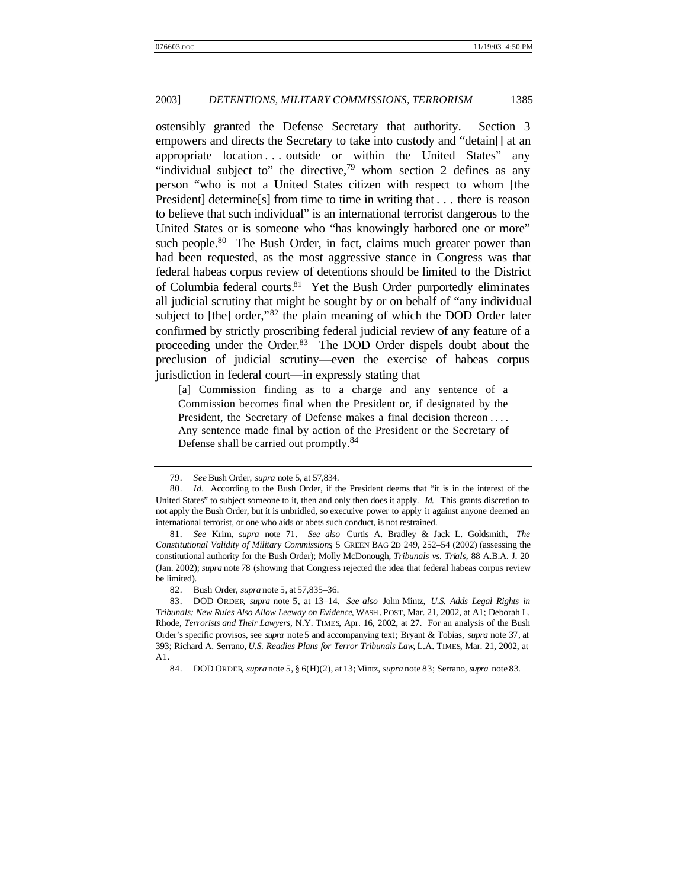ostensibly granted the Defense Secretary that authority. Section 3 empowers and directs the Secretary to take into custody and "detain[] at an appropriate location . . . outside or within the United States" any "individual subject to" the directive,[79] whom section 2 defines as any person "who is not a United States citizen with respect to whom [the President] determine[s] from time to time in writing that . . . there is reason to believe that such individual" is an international terrorist dangerous to the United States or is someone who "has knowingly harbored one or more" such people.[80] The Bush Order, in fact, claims much greater power than had been requested, as the most aggressive stance in Congress was that federal habeas corpus review of detentions should be limited to the District of Columbia federal courts.[81] Yet the Bush Order purportedly eliminates all judicial scrutiny that might be sought by or on behalf of "any individual subject to [the] order,"[82] the plain meaning of which the DOD Order later confirmed by strictly proscribing federal judicial review of any feature of a proceeding under the Order.[83] The DOD Order dispels doubt about the preclusion of judicial scrutiny—even the exercise of habeas corpus jurisdiction in federal court—in expressly stating that

> [a] Commission finding as to a charge and any sentence of a Commission becomes final when the President or, if designated by the President, the Secretary of Defense makes a final decision thereon . . . . Any sentence made final by action of the President or the Secretary of Defense shall be carried out promptly.[84]

---

79. *See* Bush Order, *supra* note 5, at 57,834.

80. *Id*. According to the Bush Order, if the President deems that "it is in the interest of the United States" to subject someone to it, then and only then does it apply. *Id.* This grants discretion to not apply the Bush Order, but it is unbridled, so executive power to apply it against anyone deemed an international terrorist, or one who aids or abets such conduct, is not restrained.

81. *See* Krim, *supra* note 71. *See also* Curtis A. Bradley & Jack L. Goldsmith, *The Constitutional Validity of Military Commissions*, 5 GREEN BAG 2D 249, 252–54 (2002) (assessing the constitutional authority for the Bush Order); Molly McDonough, *Tribunals vs. Trials*, 88 A.B.A. J. 20 (Jan. 2002); *supra* note 78 (showing that Congress rejected the idea that federal habeas corpus review be limited).

82. Bush Order, *supra* note 5, at 57,835–36.

83. DOD ORDER, *supra* note 5, at 13–14. *See also* John Mintz, *U.S. Adds Legal Rights in Tribunals: New Rules Also Allow Leeway on Evidence*, WASH. POST, Mar. 21, 2002, at A1; Deborah L. Rhode, *Terrorists and Their Lawyers*, N.Y. TIMES, Apr. 16, 2002, at 27. For an analysis of the Bush Order's specific provisos, see *supra* note 5 and accompanying text; Bryant & Tobias, *supra* note 37, at 393; Richard A. Serrano, *U.S. Readies Plans for Terror Tribunals Law*, L.A. TIMES, Mar. 21, 2002, at A1.

84. DOD ORDER, *supra* note 5, § 6(H)(2), at 13; Mintz, *supra* note 83; Serrano, *supra* note 83.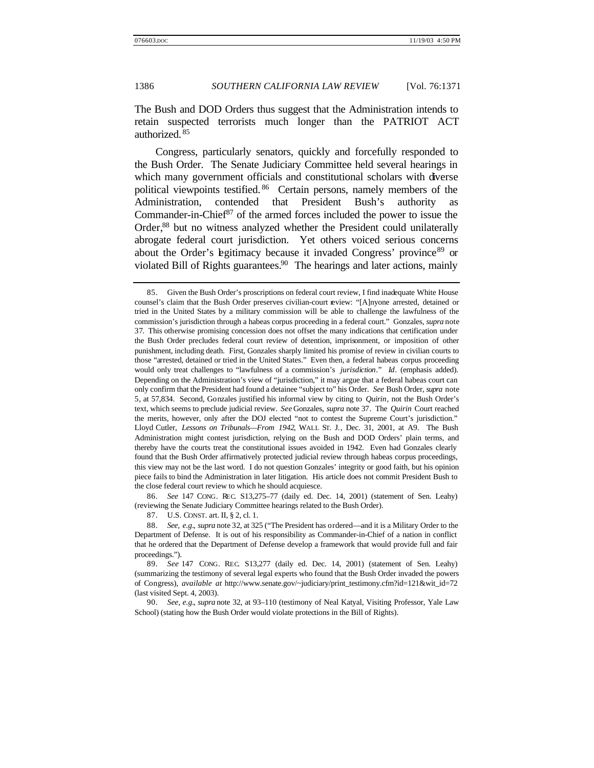The Bush and DOD Orders thus suggest that the Administration intends to retain suspected terrorists much longer than the PATRIOT ACT authorized.[85]

Congress, particularly senators, quickly and forcefully responded to the Bush Order. The Senate Judiciary Committee held several hearings in which many government officials and constitutional scholars with diverse political viewpoints testified.[86] Certain persons, namely members of the Administration, contended that President Bush's authority as Commander-in-Chief[87] of the armed forces included the power to issue the Order,[88] but no witness analyzed whether the President could unilaterally abrogate federal court jurisdiction. Yet others voiced serious concerns about the Order's legitimacy because it invaded Congress' province[89] or violated Bill of Rights guarantees.[90] The hearings and later actions, mainly

---

85. Given the Bush Order's proscriptions on federal court review, I find inadequate White House counsel's claim that the Bush Order preserves civilian-court review: "[A]nyone arrested, detained or tried in the United States by a military commission will be able to challenge the lawfulness of the commission's jurisdiction through a habeas corpus proceeding in a federal court." Gonzales, *supra* note 37. This otherwise promising concession does not offset the many indications that certification under the Bush Order precludes federal court review of detention, imprisonment, or imposition of other punishment, including death. First, Gonzales sharply limited his promise of review in civilian courts to those "arrested, detained or tried in the United States." Even then, a federal habeas corpus proceeding would only treat challenges to "lawfulness of a commission's *jurisdiction*." *Id*. (emphasis added). Depending on the Administration's view of "jurisdiction," it may argue that a federal habeas court can only confirm that the President had found a detainee "subject to" his Order. *See* Bush Order, *supra* note 5, at 57,834. Second, Gonzales justified his informal view by citing to *Quirin*, not the Bush Order's text, which seems to preclude judicial review. *See* Gonzales, *supra* note 37. The *Quirin* Court reached the merits, however, only after the DOJ elected "not to contest the Supreme Court's jurisdiction." Lloyd Cutler, *Lessons on Tribunals—From 1942*, WALL ST. J., Dec. 31, 2001, at A9. The Bush Administration might contest jurisdiction, relying on the Bush and DOD Orders' plain terms, and thereby have the courts treat the constitutional issues avoided in 1942. Even had Gonzales clearly found that the Bush Order affirmatively protected judicial review through habeas corpus proceedings, this view may not be the last word. I do not question Gonzales' integrity or good faith, but his opinion piece fails to bind the Administration in later litigation. His article does not commit President Bush to the close federal court review to which he should acquiesce.

86. *See* 147 CONG. REC. S13,275–77 (daily ed. Dec. 14, 2001) (statement of Sen. Leahy) (reviewing the Senate Judiciary Committee hearings related to the Bush Order).

87. U.S. CONST. art. II, § 2, cl. 1.

88. *See, e.g.*, *supra* note 32, at 325 ("The President has ordered—and it is a Military Order to the Department of Defense. It is out of his responsibility as Commander-in-Chief of a nation in conflict that he ordered that the Department of Defense develop a framework that would provide full and fair proceedings.").

89. *See* 147 CONG. REC. S13,277 (daily ed. Dec. 14, 2001) (statement of Sen. Leahy) (summarizing the testimony of several legal experts who found that the Bush Order invaded the powers of Congress), *available at* http://www.senate.gov/~judiciary/print_testimony.cfm?id=121&wit_id=72 (last visited Sept. 4, 2003).

90. *See, e.g.*, *supra* note 32, at 93–110 (testimony of Neal Katyal, Visiting Professor, Yale Law School) (stating how the Bush Order would violate protections in the Bill of Rights).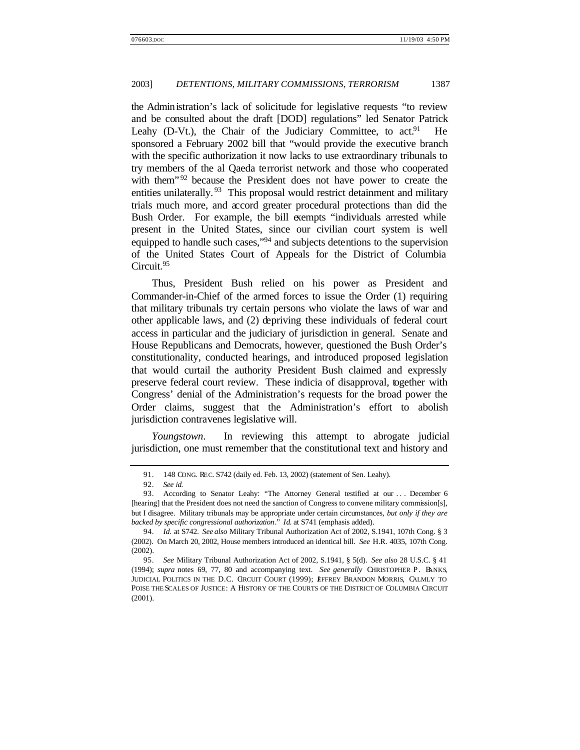the Administration's lack of solicitude for legislative requests "to review and be consulted about the draft [DOD] regulations" led Senator Patrick Leahy (D-Vt.), the Chair of the Judiciary Committee, to act.[91] He sponsored a February 2002 bill that "would provide the executive branch with the specific authorization it now lacks to use extraordinary tribunals to try members of the al Qaeda terrorist network and those who cooperated with them"[92] because the President does not have power to create the entities unilaterally.[93] This proposal would restrict detainment and military trials much more, and accord greater procedural protections than did the Bush Order. For example, the bill exempts "individuals arrested while present in the United States, since our civilian court system is well equipped to handle such cases,"[94] and subjects detentions to the supervision of the United States Court of Appeals for the District of Columbia Circuit.[95]

Thus, President Bush relied on his power as President and Commander-in-Chief of the armed forces to issue the Order (1) requiring that military tribunals try certain persons who violate the laws of war and other applicable laws, and (2) depriving these individuals of federal court access in particular and the judiciary of jurisdiction in general. Senate and House Republicans and Democrats, however, questioned the Bush Order's constitutionality, conducted hearings, and introduced proposed legislation that would curtail the authority President Bush claimed and expressly preserve federal court review. These indicia of disapproval, together with Congress' denial of the Administration's requests for the broad power the Order claims, suggest that the Administration's effort to abolish jurisdiction contravenes legislative will.

*Youngstown*. In reviewing this attempt to abrogate judicial jurisdiction, one must remember that the constitutional text and history and

---

91. 148 CONG. REC. S742 (daily ed. Feb. 13, 2002) (statement of Sen. Leahy).

92. *See id.*

93. According to Senator Leahy: "The Attorney General testified at our . . . December 6 [hearing] that the President does not need the sanction of Congress to convene military commission[s], but I disagree. Military tribunals may be appropriate under certain circumstances, *but only if they are backed by specific congressional authorization*." *Id.* at S741 (emphasis added).

94. *Id.* at S742. *See also* Military Tribunal Authorization Act of 2002, S.1941, 107th Cong. § 3 (2002). On March 20, 2002, House members introduced an identical bill. *See* H.R. 4035, 107th Cong. (2002).

95. *See* Military Tribunal Authorization Act of 2002, S.1941, § 5(d). *See also* 28 U.S.C. § 41 (1994); *supra* notes 69, 77, 80 and accompanying text. *See generally* CHRISTOPHER P. BANKS, JUDICIAL POLITICS IN THE D.C. CIRCUIT COURT (1999); JEFFREY BRANDON MORRIS, CALMLY TO POISE THE SCALES OF JUSTICE: A HISTORY OF THE COURTS OF THE DISTRICT OF COLUMBIA CIRCUIT (2001).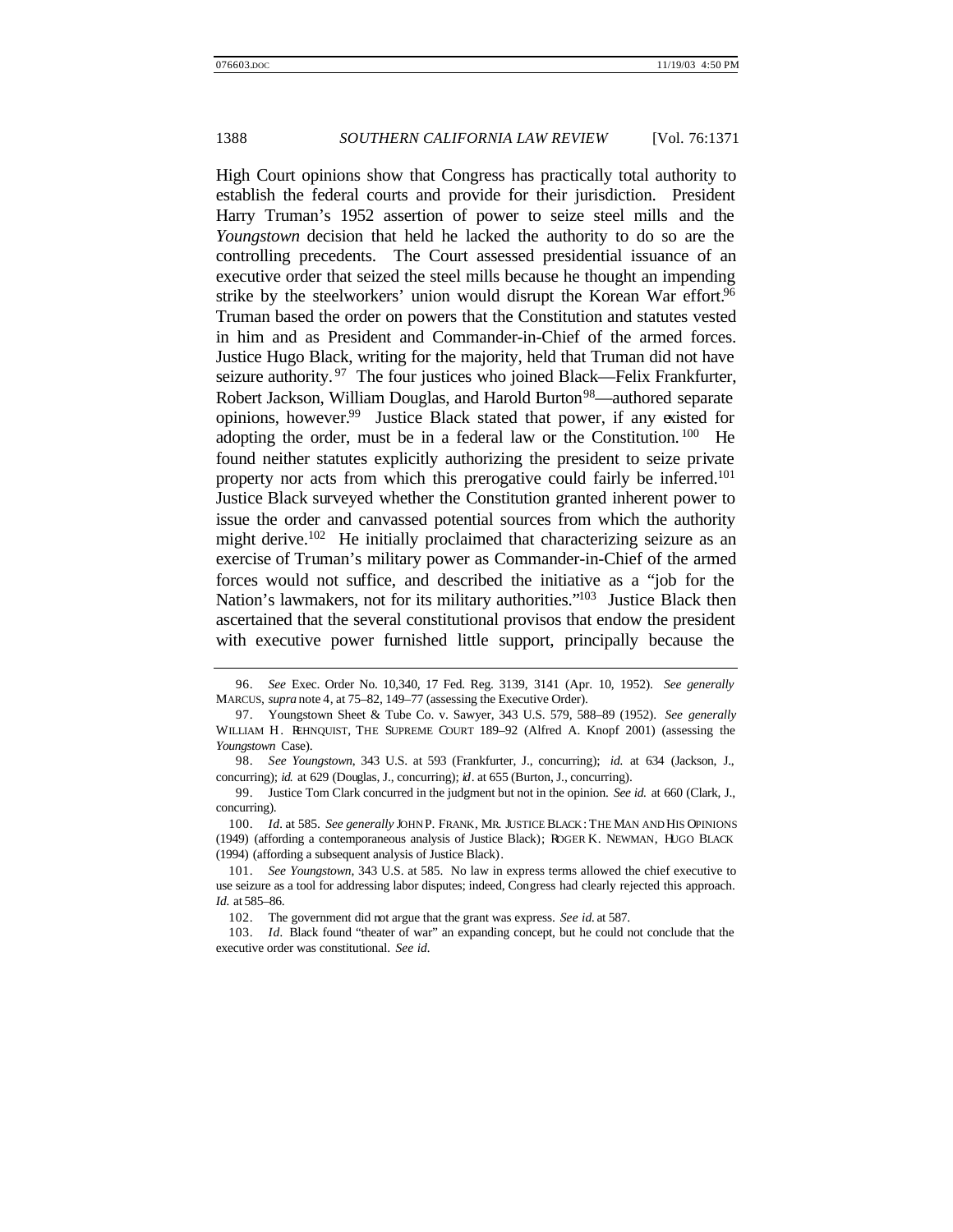High Court opinions show that Congress has practically total authority to establish the federal courts and provide for their jurisdiction. President Harry Truman's 1952 assertion of power to seize steel mills and the *Youngstown* decision that held he lacked the authority to do so are the controlling precedents. The Court assessed presidential issuance of an executive order that seized the steel mills because he thought an impending strike by the steelworkers' union would disrupt the Korean War effort.[96] Truman based the order on powers that the Constitution and statutes vested in him and as President and Commander-in-Chief of the armed forces. Justice Hugo Black, writing for the majority, held that Truman did not have seizure authority.[97] The four justices who joined Black—Felix Frankfurter, Robert Jackson, William Douglas, and Harold Burton[98]—authored separate opinions, however.[99] Justice Black stated that power, if any existed for adopting the order, must be in a federal law or the Constitution.[100] He found neither statutes explicitly authorizing the president to seize private property nor acts from which this prerogative could fairly be inferred.[101] Justice Black surveyed whether the Constitution granted inherent power to issue the order and canvassed potential sources from which the authority might derive.[102] He initially proclaimed that characterizing seizure as an exercise of Truman's military power as Commander-in-Chief of the armed forces would not suffice, and described the initiative as a "job for the Nation's lawmakers, not for its military authorities."[103] Justice Black then ascertained that the several constitutional provisos that endow the president with executive power furnished little support, principally because the

---

96. *See* Exec. Order No. 10,340, 17 Fed. Reg. 3139, 3141 (Apr. 10, 1952). *See generally* MARCUS, *supra* note 4, at 75–82, 149–77 (assessing the Executive Order).

97. Youngstown Sheet & Tube Co. v. Sawyer, 343 U.S. 579, 588–89 (1952). *See generally* WILLIAM H. REHNQUIST, THE SUPREME COURT 189–92 (Alfred A. Knopf 2001) (assessing the *Youngstown* Case).

98. *See Youngstown*, 343 U.S. at 593 (Frankfurter, J., concurring); *id.* at 634 (Jackson, J., concurring); *id.* at 629 (Douglas, J., concurring); *id*. at 655 (Burton, J., concurring).

99. Justice Tom Clark concurred in the judgment but not in the opinion. *See id.* at 660 (Clark, J., concurring).

100. *Id*. at 585. *See generally* JOHN P. FRANK, MR. JUSTICE BLACK: THE MAN AND HIS OPINIONS (1949) (affording a contemporaneous analysis of Justice Black); ROGER K. NEWMAN, HUGO BLACK (1994) (affording a subsequent analysis of Justice Black).

101. *See Youngstown*, 343 U.S. at 585. No law in express terms allowed the chief executive to use seizure as a tool for addressing labor disputes; indeed, Congress had clearly rejected this approach. *Id.* at 585–86.

102. The government did not argue that the grant was express. *See id.* at 587.

103. *Id*. Black found "theater of war" an expanding concept, but he could not conclude that the executive order was constitutional. *See id.*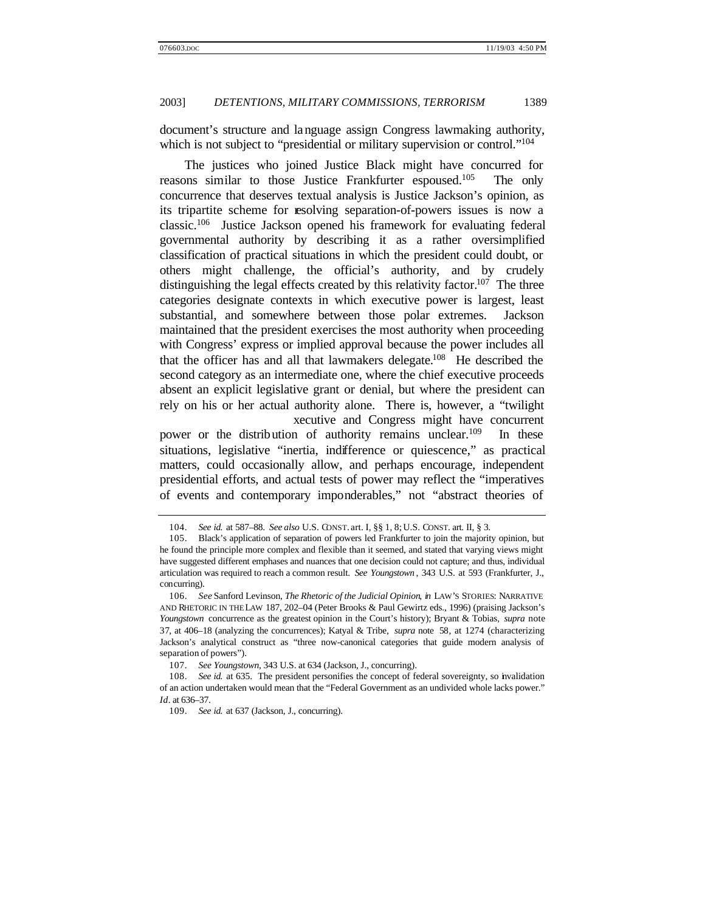document's structure and language assign Congress lawmaking authority, which is not subject to "presidential or military supervision or control."[104]

The justices who joined Justice Black might have concurred for reasons similar to those Justice Frankfurter espoused.[105] The only concurrence that deserves textual analysis is Justice Jackson's opinion, as its tripartite scheme for resolving separation-of-powers issues is now a classic.[106] Justice Jackson opened his framework for evaluating federal governmental authority by describing it as a rather oversimplified classification of practical situations in which the president could doubt, or others might challenge, the official's authority, and by crudely distinguishing the legal effects created by this relativity factor.[107] The three categories designate contexts in which executive power is largest, least substantial, and somewhere between those polar extremes. Jackson maintained that the president exercises the most authority when proceeding with Congress' express or implied approval because the power includes all that the officer has and all that lawmakers delegate.[108] He described the second category as an intermediate one, where the chief executive proceeds absent an explicit legislative grant or denial, but where the president can rely on his or her actual authority alone. There is, however, a "twilight xecutive and Congress might have concurrent power or the distribution of authority remains unclear.[109] In these situations, legislative "inertia, indifference or quiescence," as practical matters, could occasionally allow, and perhaps encourage, independent presidential efforts, and actual tests of power may reflect the "imperatives of events and contemporary imponderables," not "abstract theories of

---

104. *See id.* at 587–88. *See also* U.S. CONST. art. I, §§ 1, 8; U.S. CONST. art. II, § 3.

105. Black's application of separation of powers led Frankfurter to join the majority opinion, but he found the principle more complex and flexible than it seemed, and stated that varying views might have suggested different emphases and nuances that one decision could not capture; and thus, individual articulation was required to reach a common result. *See Youngstown*, 343 U.S. at 593 (Frankfurter, J., concurring).

106. *See* Sanford Levinson, *The Rhetoric of the Judicial Opinion*, *in* LAW'S STORIES: NARRATIVE AND RHETORIC IN THE LAW 187, 202–04 (Peter Brooks & Paul Gewirtz eds., 1996) (praising Jackson's *Youngstown* concurrence as the greatest opinion in the Court's history); Bryant & Tobias, *supra* note 37, at 406–18 (analyzing the concurrences); Katyal & Tribe, *supra* note 58, at 1274 (characterizing Jackson's analytical construct as "three now-canonical categories that guide modern analysis of separation of powers").

107. *See Youngstown*, 343 U.S. at 634 (Jackson, J., concurring).

108. *See id.* at 635. The president personifies the concept of federal sovereignty, so invalidation of an action undertaken would mean that the "Federal Government as an undivided whole lacks power." *Id.* at 636–37.

109. *See id.* at 637 (Jackson, J., concurring).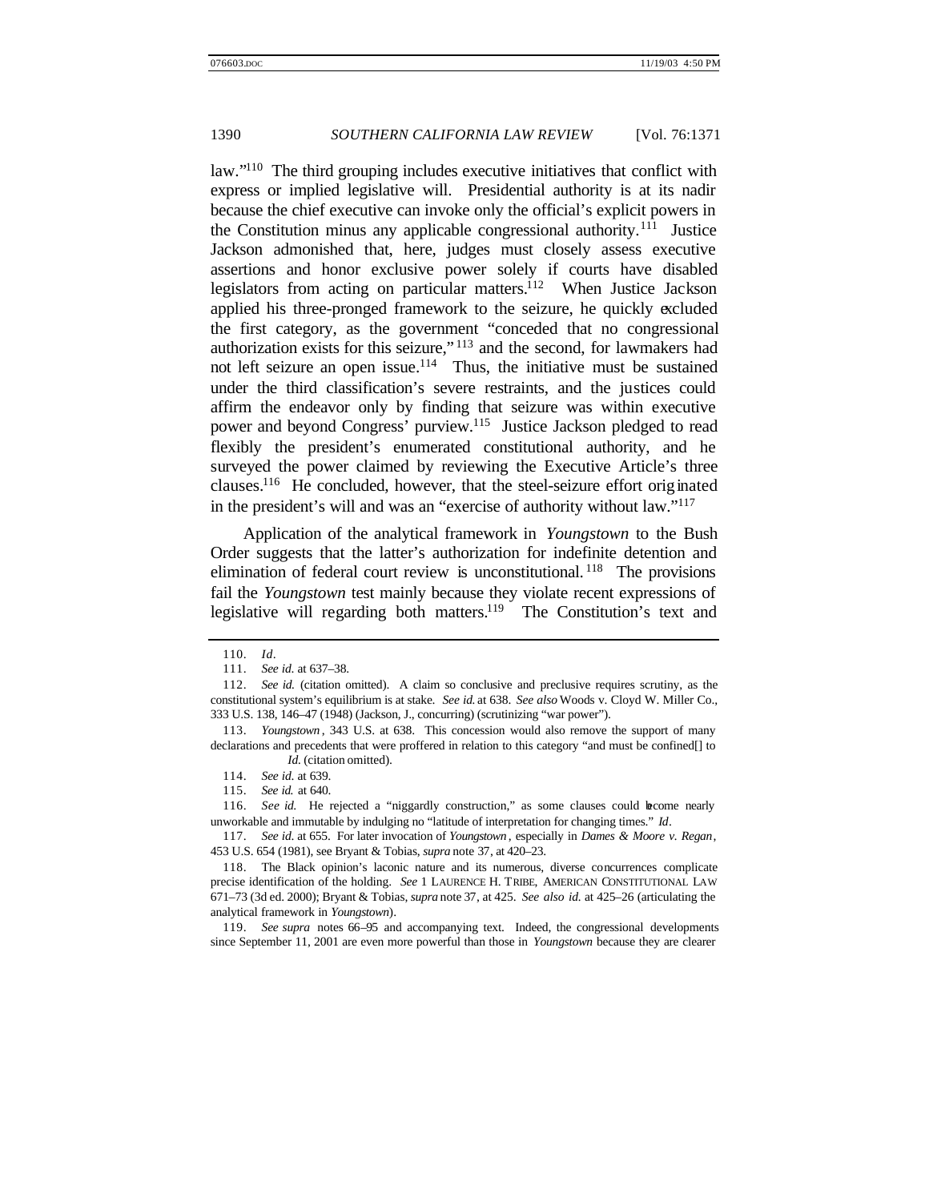law."[110] The third grouping includes executive initiatives that conflict with express or implied legislative will. Presidential authority is at its nadir because the chief executive can invoke only the official's explicit powers in the Constitution minus any applicable congressional authority.[111] Justice Jackson admonished that, here, judges must closely assess executive assertions and honor exclusive power solely if courts have disabled legislators from acting on particular matters.[112] When Justice Jackson applied his three-pronged framework to the seizure, he quickly excluded the first category, as the government "conceded that no congressional authorization exists for this seizure,"[113] and the second, for lawmakers had not left seizure an open issue.[114] Thus, the initiative must be sustained under the third classification's severe restraints, and the justices could affirm the endeavor only by finding that seizure was within executive power and beyond Congress' purview.[115] Justice Jackson pledged to read flexibly the president's enumerated constitutional authority, and he surveyed the power claimed by reviewing the Executive Article's three clauses.[116] He concluded, however, that the steel-seizure effort originated in the president's will and was an "exercise of authority without law."[117]

Application of the analytical framework in *Youngstown* to the Bush Order suggests that the latter's authorization for indefinite detention and elimination of federal court review is unconstitutional.[118] The provisions fail the *Youngstown* test mainly because they violate recent expressions of legislative will regarding both matters.[119] The Constitution's text and

---

110. *Id*.

111. *See id.* at 637–38.

112. *See id.* (citation omitted). A claim so conclusive and preclusive requires scrutiny, as the constitutional system's equilibrium is at stake. *See id.* at 638. *See also* Woods v. Cloyd W. Miller Co., 333 U.S. 138, 146–47 (1948) (Jackson, J., concurring) (scrutinizing "war power").

113. *Youngstown*, 343 U.S. at 638. This concession would also remove the support of many declarations and precedents that were proffered in relation to this category "and must be confined[] to *Id.* (citation omitted).

114. *See id.* at 639.

115. *See id.* at 640.

116. *See id.* He rejected a "niggardly construction," as some clauses could become nearly unworkable and immutable by indulging no "latitude of interpretation for changing times." *Id*.

117. *See id.* at 655. For later invocation of *Youngstown*, especially in *Dames & Moore v. Regan*, 453 U.S. 654 (1981), see Bryant & Tobias, *supra* note 37, at 420–23.

118. The Black opinion's laconic nature and its numerous, diverse concurrences complicate precise identification of the holding. *See* 1 LAURENCE H. TRIBE, AMERICAN CONSTITUTIONAL LAW 671–73 (3d ed. 2000); Bryant & Tobias, *supra* note 37, at 425. *See also id.* at 425–26 (articulating the analytical framework in *Youngstown*).

119. *See supra* notes 66–95 and accompanying text. Indeed, the congressional developments since September 11, 2001 are even more powerful than those in *Youngstown* because they are clearer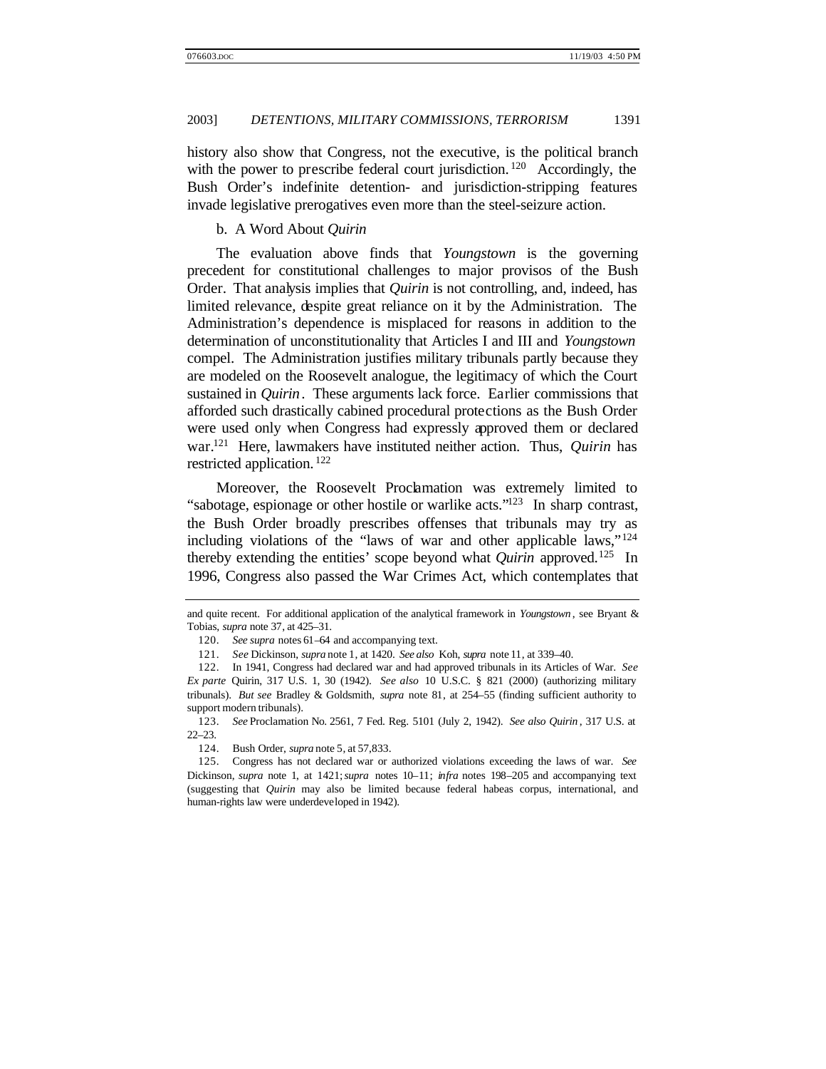history also show that Congress, not the executive, is the political branch with the power to prescribe federal court jurisdiction.[120] Accordingly, the Bush Order's indefinite detention- and jurisdiction-stripping features invade legislative prerogatives even more than the steel-seizure action.

b. A Word About *Quirin*

The evaluation above finds that *Youngstown* is the governing precedent for constitutional challenges to major provisos of the Bush Order. That analysis implies that *Quirin* is not controlling, and, indeed, has limited relevance, despite great reliance on it by the Administration. The Administration's dependence is misplaced for reasons in addition to the determination of unconstitutionality that Articles I and III and *Youngstown* compel. The Administration justifies military tribunals partly because they are modeled on the Roosevelt analogue, the legitimacy of which the Court sustained in *Quirin*. These arguments lack force. Earlier commissions that afforded such drastically cabined procedural protections as the Bush Order were used only when Congress had expressly approved them or declared war.[121] Here, lawmakers have instituted neither action. Thus, *Quirin* has restricted application.[122]

Moreover, the Roosevelt Proclamation was extremely limited to "sabotage, espionage or other hostile or warlike acts."[123] In sharp contrast, the Bush Order broadly prescribes offenses that tribunals may try as including violations of the "laws of war and other applicable laws,"[124] thereby extending the entities' scope beyond what *Quirin* approved.[125] In 1996, Congress also passed the War Crimes Act, which contemplates that

---

and quite recent. For additional application of the analytical framework in *Youngstown*, see Bryant & Tobias, *supra* note 37, at 425–31.

120. *See supra* notes 61–64 and accompanying text.

121. *See* Dickinson, *supra* note 1, at 1420. *See also* Koh, *supra* note 11, at 339–40.

122. In 1941, Congress had declared war and had approved tribunals in its Articles of War. *See Ex parte* Quirin, 317 U.S. 1, 30 (1942). *See also* 10 U.S.C. § 821 (2000) (authorizing military tribunals). *But see* Bradley & Goldsmith, *supra* note 81, at 254–55 (finding sufficient authority to support modern tribunals).

123. *See* Proclamation No. 2561, 7 Fed. Reg. 5101 (July 2, 1942). *See also Quirin*, 317 U.S. at 22–23.

124. Bush Order, *supra* note 5, at 57,833.

125. Congress has not declared war or authorized violations exceeding the laws of war. *See* Dickinson, *supra* note 1, at 1421; *supra* notes 10–11; *infra* notes 198–205 and accompanying text (suggesting that *Quirin* may also be limited because federal habeas corpus, international, and human-rights law were underdeveloped in 1942).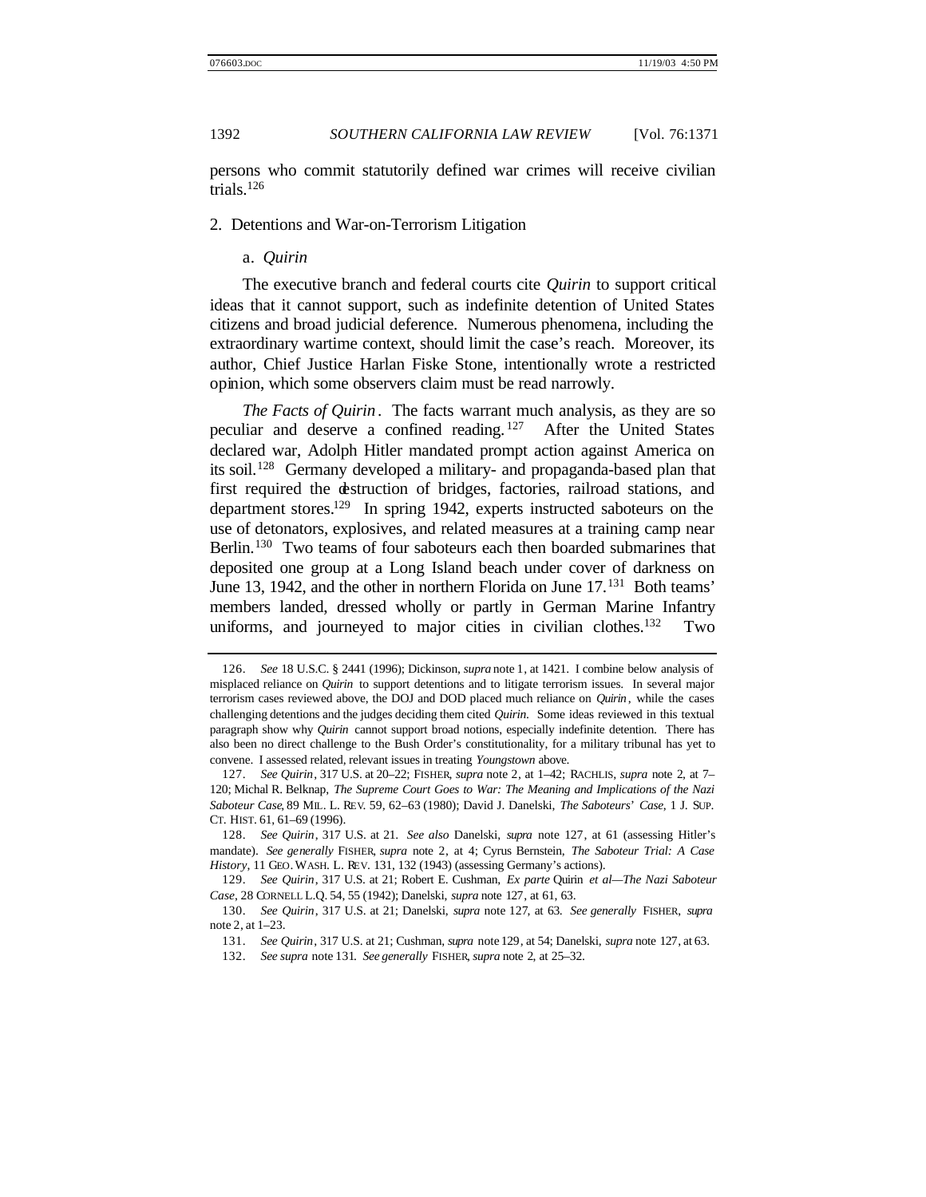persons who commit statutorily defined war crimes will receive civilian trials.[126]

### 2. Detentions and War-on-Terrorism Litigation

#### a. *Quirin*

The executive branch and federal courts cite *Quirin* to support critical ideas that it cannot support, such as indefinite detention of United States citizens and broad judicial deference. Numerous phenomena, including the extraordinary wartime context, should limit the case's reach. Moreover, its author, Chief Justice Harlan Fiske Stone, intentionally wrote a restricted opinion, which some observers claim must be read narrowly.

*The Facts of Quirin*. The facts warrant much analysis, as they are so peculiar and deserve a confined reading.[127] After the United States declared war, Adolph Hitler mandated prompt action against America on its soil.[128] Germany developed a military- and propaganda-based plan that first required the destruction of bridges, factories, railroad stations, and department stores.[129] In spring 1942, experts instructed saboteurs on the use of detonators, explosives, and related measures at a training camp near Berlin.[130] Two teams of four saboteurs each then boarded submarines that deposited one group at a Long Island beach under cover of darkness on June 13, 1942, and the other in northern Florida on June 17.[131] Both teams' members landed, dressed wholly or partly in German Marine Infantry uniforms, and journeyed to major cities in civilian clothes.[132] Two

---

126. *See* 18 U.S.C. § 2441 (1996); Dickinson, *supra* note 1, at 1421. I combine below analysis of misplaced reliance on *Quirin* to support detentions and to litigate terrorism issues. In several major terrorism cases reviewed above, the DOJ and DOD placed much reliance on *Quirin*, while the cases challenging detentions and the judges deciding them cited *Quirin*. Some ideas reviewed in this textual paragraph show why *Quirin* cannot support broad notions, especially indefinite detention. There has also been no direct challenge to the Bush Order's constitutionality, for a military tribunal has yet to convene. I assessed related, relevant issues in treating *Youngstown* above.

127. *See Quirin*, 317 U.S. at 20–22; FISHER, *supra* note 2, at 1–42; RACHLIS, *supra* note 2, at 7–120; Michal R. Belknap, *The Supreme Court Goes to War: The Meaning and Implications of the Nazi Saboteur Case*, 89 MIL. L. REV. 59, 62–63 (1980); David J. Danelski, *The Saboteurs' Case*, 1 J. SUP. CT. HIST. 61, 61–69 (1996).

128. *See Quirin*, 317 U.S. at 21. *See also* Danelski, *supra* note 127, at 61 (assessing Hitler's mandate). *See generally* FISHER, *supra* note 2, at 4; Cyrus Bernstein, *The Saboteur Trial: A Case History*, 11 GEO. WASH. L. REV. 131, 132 (1943) (assessing Germany's actions).

129. *See Quirin*, 317 U.S. at 21; Robert E. Cushman, *Ex parte* Quirin *et al—The Nazi Saboteur Case*, 28 CORNELL L.Q. 54, 55 (1942); Danelski, *supra* note 127, at 61, 63.

130. *See Quirin*, 317 U.S. at 21; Danelski, *supra* note 127, at 63. *See generally* FISHER, *supra* note 2, at 1–23.

131. *See Quirin*, 317 U.S. at 21; Cushman, *supra* note 129, at 54; Danelski, *supra* note 127, at 63.

132. *See supra* note 131. *See generally* FISHER, *supra* note 2, at 25–32.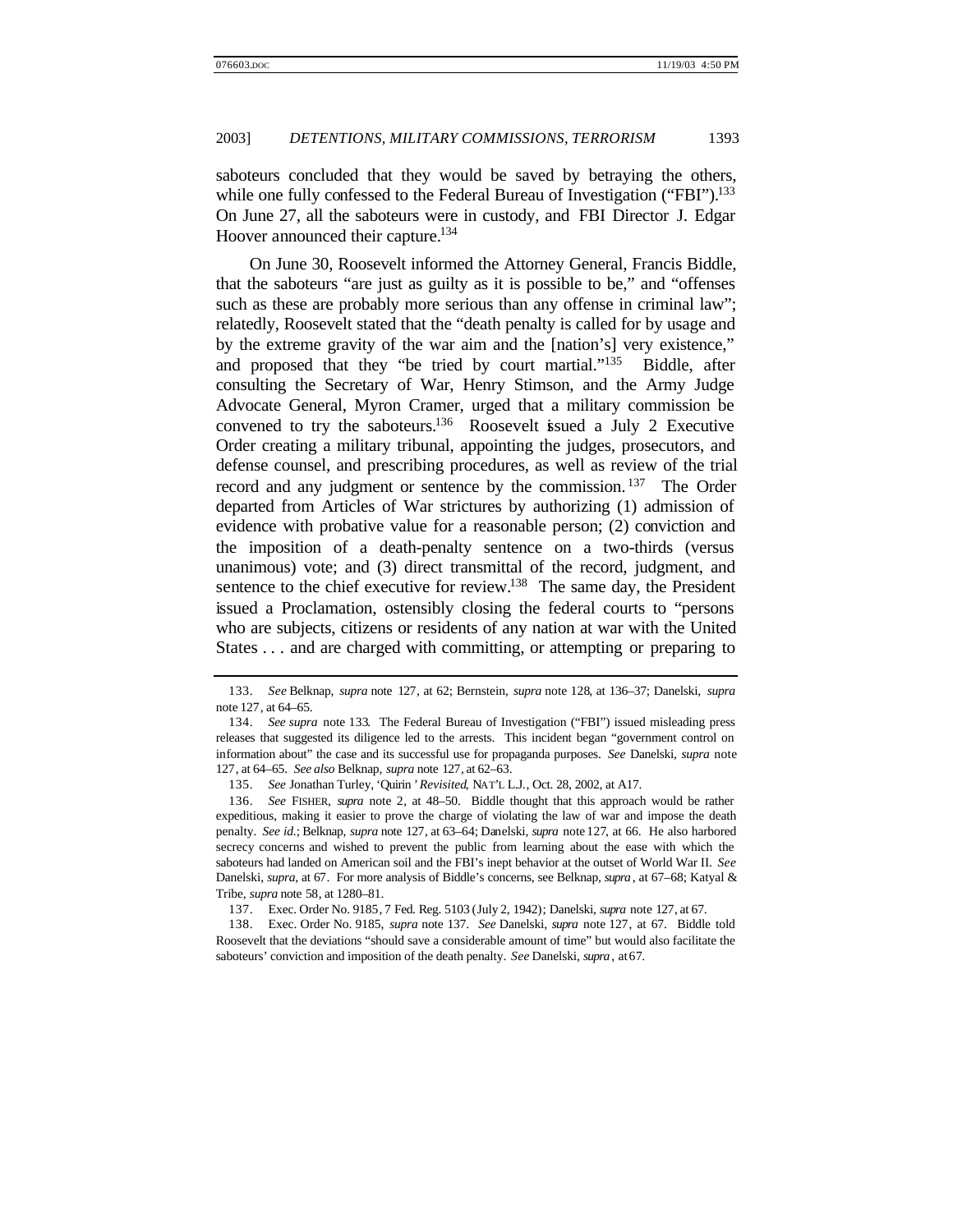saboteurs concluded that they would be saved by betraying the others, while one fully confessed to the Federal Bureau of Investigation ("FBI").[133] On June 27, all the saboteurs were in custody, and FBI Director J. Edgar Hoover announced their capture.[134]

On June 30, Roosevelt informed the Attorney General, Francis Biddle, that the saboteurs "are just as guilty as it is possible to be," and "offenses such as these are probably more serious than any offense in criminal law"; relatedly, Roosevelt stated that the "death penalty is called for by usage and by the extreme gravity of the war aim and the [nation's] very existence," and proposed that they "be tried by court martial."[135] Biddle, after consulting the Secretary of War, Henry Stimson, and the Army Judge Advocate General, Myron Cramer, urged that a military commission be convened to try the saboteurs.[136] Roosevelt issued a July 2 Executive Order creating a military tribunal, appointing the judges, prosecutors, and defense counsel, and prescribing procedures, as well as review of the trial record and any judgment or sentence by the commission.[137] The Order departed from Articles of War strictures by authorizing (1) admission of evidence with probative value for a reasonable person; (2) conviction and the imposition of a death-penalty sentence on a two-thirds (versus unanimous) vote; and (3) direct transmittal of the record, judgment, and sentence to the chief executive for review.[138] The same day, the President issued a Proclamation, ostensibly closing the federal courts to "persons who are subjects, citizens or residents of any nation at war with the United States . . . and are charged with committing, or attempting or preparing to

---

133. *See* Belknap, *supra* note 127, at 62; Bernstein, *supra* note 128, at 136–37; Danelski, *supra* note 127, at 64–65.

134. *See supra* note 133. The Federal Bureau of Investigation ("FBI") issued misleading press releases that suggested its diligence led to the arrests. This incident began "government control on information about" the case and its successful use for propaganda purposes. *See* Danelski, *supra* note 127, at 64–65. *See also* Belknap, *supra* note 127, at 62–63.

135. *See* Jonathan Turley, '*Quirin' Revisited*, NAT'L L.J., Oct. 28, 2002, at A17.

136. *See* FISHER, *supra* note 2, at 48–50. Biddle thought that this approach would be rather expeditious, making it easier to prove the charge of violating the law of war and impose the death penalty. *See id.*; Belknap, *supra* note 127, at 63–64; Danelski, *supra* note 127, at 66. He also harbored secrecy concerns and wished to prevent the public from learning about the ease with which the saboteurs had landed on American soil and the FBI's inept behavior at the outset of World War II. *See* Danelski, *supra*, at 67. For more analysis of Biddle's concerns, see Belknap, *supra*, at 67–68; Katyal & Tribe, *supra* note 58, at 1280–81.

137. Exec. Order No. 9185, 7 Fed. Reg. 5103 (July 2, 1942); Danelski, *supra* note 127, at 67.

138. Exec. Order No. 9185, *supra* note 137. *See* Danelski, *supra* note 127, at 67. Biddle told Roosevelt that the deviations "should save a considerable amount of time" but would also facilitate the saboteurs' conviction and imposition of the death penalty. *See* Danelski, *supra*, at 67.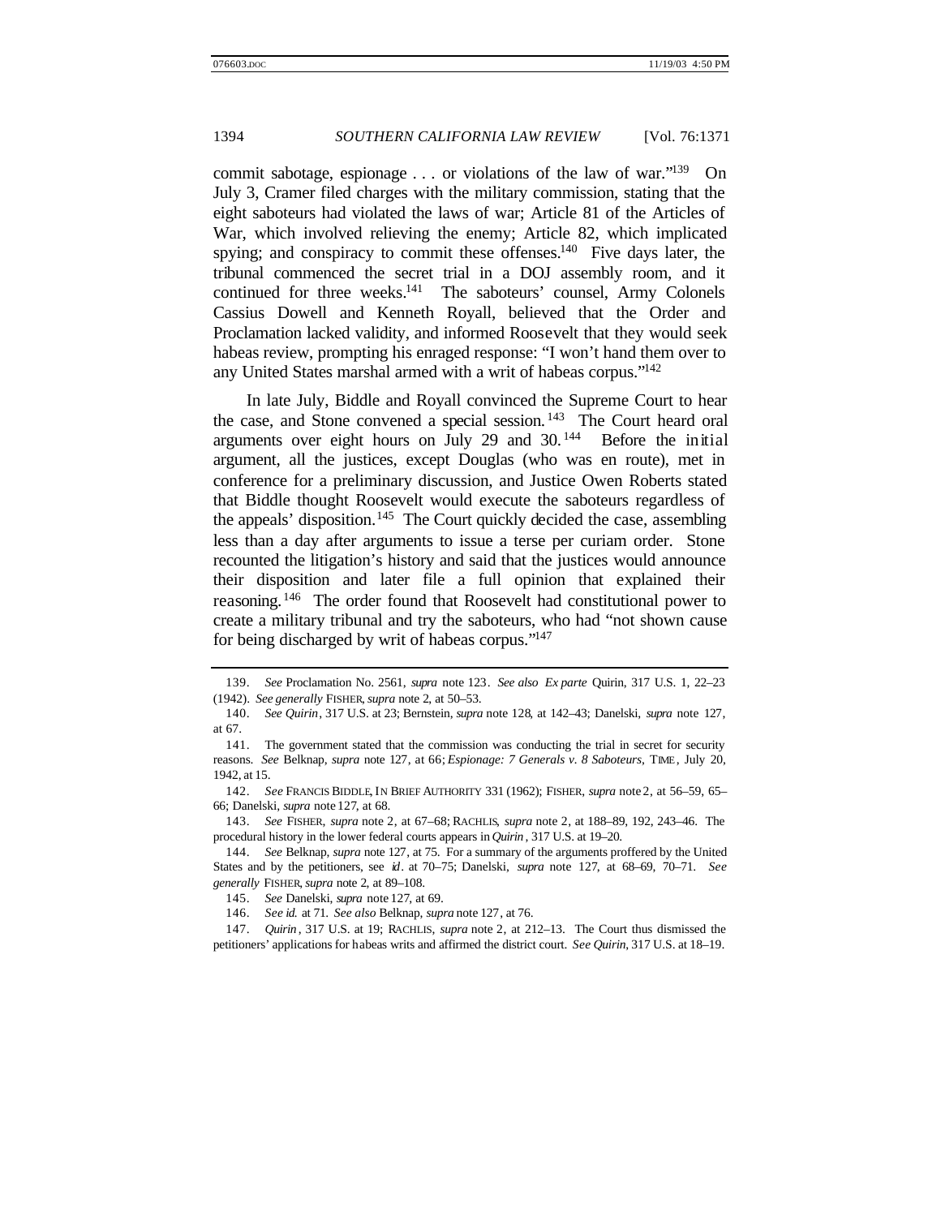commit sabotage, espionage . . . or violations of the law of war."[139] On July 3, Cramer filed charges with the military commission, stating that the eight saboteurs had violated the laws of war; Article 81 of the Articles of War, which involved relieving the enemy; Article 82, which implicated spying; and conspiracy to commit these offenses.[140] Five days later, the tribunal commenced the secret trial in a DOJ assembly room, and it continued for three weeks.[141] The saboteurs' counsel, Army Colonels Cassius Dowell and Kenneth Royall, believed that the Order and Proclamation lacked validity, and informed Roosevelt that they would seek habeas review, prompting his enraged response: "I won't hand them over to any United States marshal armed with a writ of habeas corpus."[142]

In late July, Biddle and Royall convinced the Supreme Court to hear the case, and Stone convened a special session.[143] The Court heard oral arguments over eight hours on July 29 and 30.[144] Before the initial argument, all the justices, except Douglas (who was en route), met in conference for a preliminary discussion, and Justice Owen Roberts stated that Biddle thought Roosevelt would execute the saboteurs regardless of the appeals' disposition.[145] The Court quickly decided the case, assembling less than a day after arguments to issue a terse per curiam order. Stone recounted the litigation's history and said that the justices would announce their disposition and later file a full opinion that explained their reasoning.[146] The order found that Roosevelt had constitutional power to create a military tribunal and try the saboteurs, who had "not shown cause for being discharged by writ of habeas corpus."[147]

---

139. *See* Proclamation No. 2561, *supra* note 123. *See also Ex parte* Quirin, 317 U.S. 1, 22–23 (1942). *See generally* FISHER, *supra* note 2, at 50–53.

140. *See Quirin*, 317 U.S. at 23; Bernstein, *supra* note 128, at 142–43; Danelski, *supra* note 127, at 67.

141. The government stated that the commission was conducting the trial in secret for security reasons. *See* Belknap, *supra* note 127, at 66; *Espionage: 7 Generals v. 8 Saboteurs*, TIME, July 20, 1942, at 15.

142. *See* FRANCIS BIDDLE, IN BRIEF AUTHORITY 331 (1962); FISHER, *supra* note 2, at 56–59, 65–66; Danelski, *supra* note 127, at 68.

143. *See* FISHER, *supra* note 2, at 67–68; RACHLIS, *supra* note 2, at 188–89, 192, 243–46. The procedural history in the lower federal courts appears in *Quirin*, 317 U.S. at 19–20.

144. *See* Belknap, *supra* note 127, at 75. For a summary of the arguments proffered by the United States and by the petitioners, see *id*. at 70–75; Danelski, *supra* note 127, at 68–69, 70–71. *See generally* FISHER, *supra* note 2, at 89–108.

145. *See* Danelski, *supra* note 127, at 69.

146. *See id.* at 71. *See also* Belknap, *supra* note 127, at 76.

147. *Quirin*, 317 U.S. at 19; RACHLIS, *supra* note 2, at 212–13. The Court thus dismissed the petitioners' applications for habeas writs and affirmed the district court. *See Quirin*, 317 U.S. at 18–19.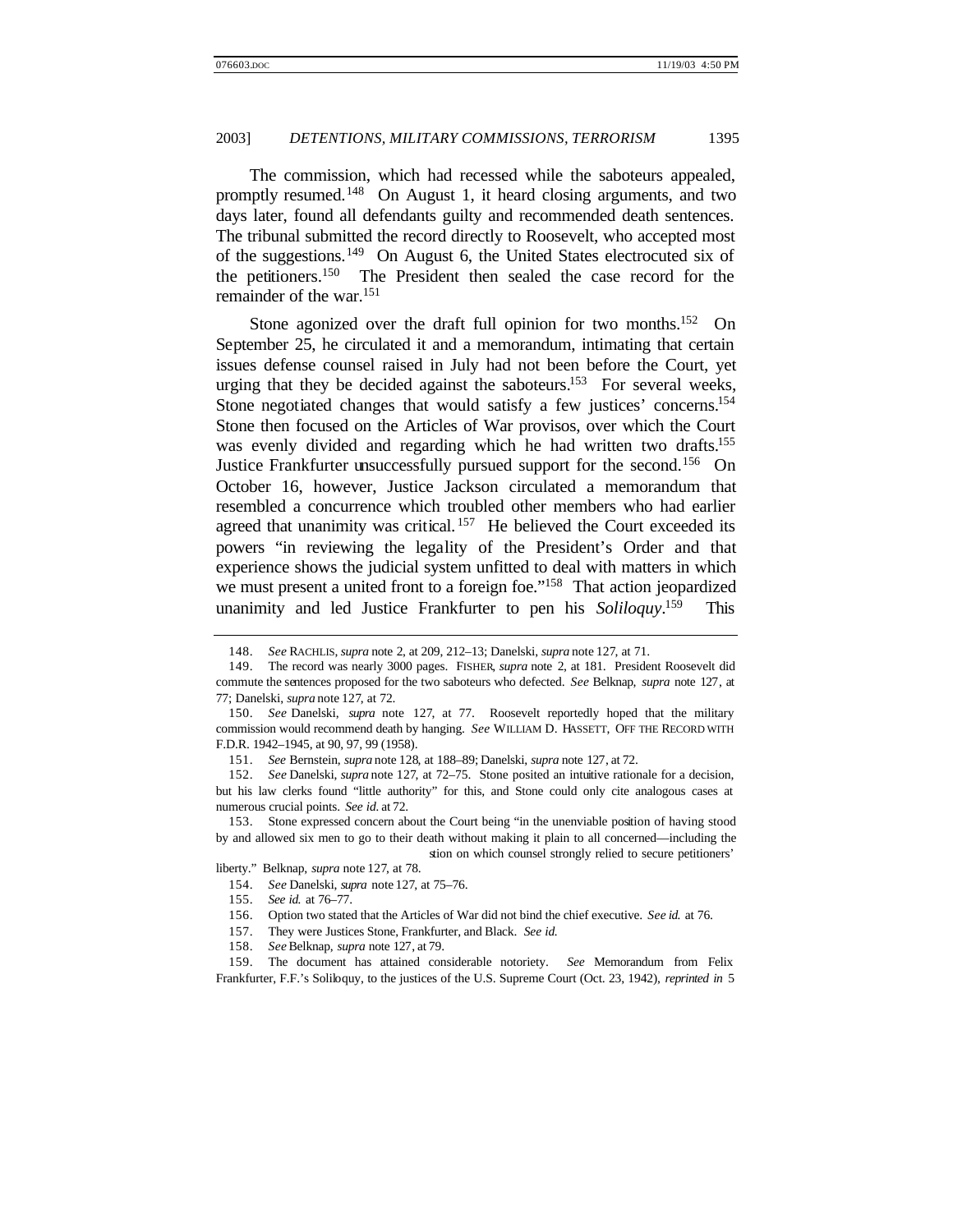The commission, which had recessed while the saboteurs appealed, promptly resumed.[148] On August 1, it heard closing arguments, and two days later, found all defendants guilty and recommended death sentences. The tribunal submitted the record directly to Roosevelt, who accepted most of the suggestions.[149] On August 6, the United States electrocuted six of the petitioners.[150] The President then sealed the case record for the remainder of the war.[151]

Stone agonized over the draft full opinion for two months.[152] On September 25, he circulated it and a memorandum, intimating that certain issues defense counsel raised in July had not been before the Court, yet urging that they be decided against the saboteurs.[153] For several weeks, Stone negotiated changes that would satisfy a few justices' concerns.[154] Stone then focused on the Articles of War provisos, over which the Court was evenly divided and regarding which he had written two drafts.[155] Justice Frankfurter unsuccessfully pursued support for the second.[156] On October 16, however, Justice Jackson circulated a memorandum that resembled a concurrence which troubled other members who had earlier agreed that unanimity was critical.[157] He believed the Court exceeded its powers "in reviewing the legality of the President's Order and that experience shows the judicial system unfitted to deal with matters in which we must present a united front to a foreign foe."[158] That action jeopardized unanimity and led Justice Frankfurter to pen his *Soliloquy*.[159] This

---

148. *See* RACHLIS, *supra* note 2, at 209, 212–13; Danelski, *supra* note 127, at 71.

149. The record was nearly 3000 pages. FISHER, *supra* note 2, at 181. President Roosevelt did commute the sentences proposed for the two saboteurs who defected. *See* Belknap, *supra* note 127, at 77; Danelski, *supra* note 127, at 72.

150. *See* Danelski, *supra* note 127, at 77. Roosevelt reportedly hoped that the military commission would recommend death by hanging. *See* WILLIAM D. HASSETT, OFF THE RECORD WITH F.D.R. 1942–1945, at 90, 97, 99 (1958).

151. *See* Bernstein, *supra* note 128, at 188–89; Danelski, *supra* note 127, at 72.

152. *See* Danelski, *supra* note 127, at 72–75. Stone posited an intuitive rationale for a decision, but his law clerks found "little authority" for this, and Stone could only cite analogous cases at numerous crucial points. *See id.* at 72.

153. Stone expressed concern about the Court being "in the unenviable position of having stood by and allowed six men to go to their death without making it plain to all concerned—including the stion on which counsel strongly relied to secure petitioners' liberty." Belknap, *supra* note 127, at 78.

154. *See* Danelski, *supra* note 127, at 75–76.

155. *See id.* at 76–77.

156. Option two stated that the Articles of War did not bind the chief executive. *See id.* at 76.

157. They were Justices Stone, Frankfurter, and Black. *See id.*

158. *See* Belknap, *supra* note 127, at 79.

159. The document has attained considerable notoriety. *See* Memorandum from Felix Frankfurter, F.F.'s Soliloquy, to the justices of the U.S. Supreme Court (Oct. 23, 1942), *reprinted in* 5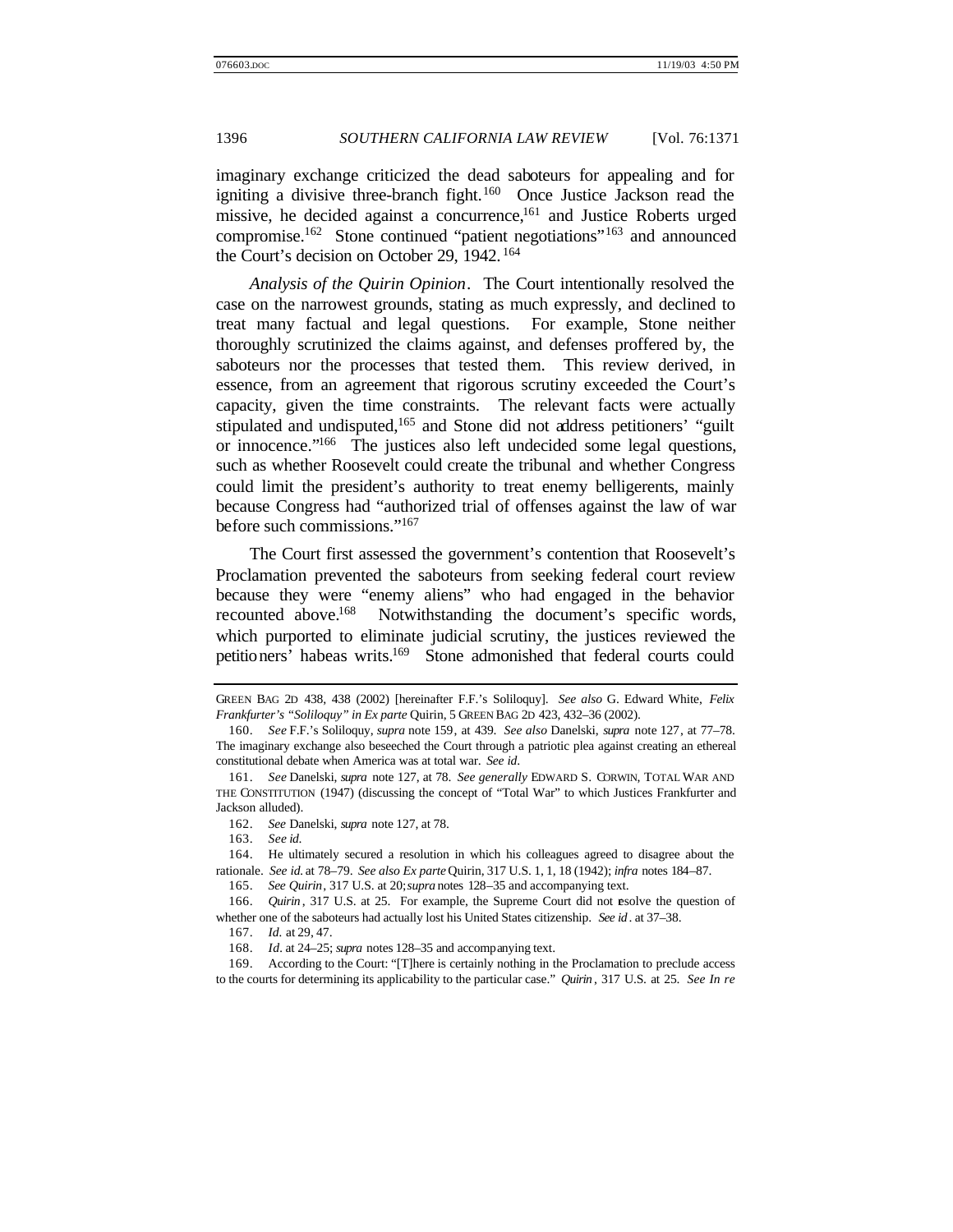imaginary exchange criticized the dead saboteurs for appealing and for igniting a divisive three-branch fight.[160] Once Justice Jackson read the missive, he decided against a concurrence,[161] and Justice Roberts urged compromise.[162] Stone continued "patient negotiations"[163] and announced the Court's decision on October 29, 1942.[164]

*Analysis of the Quirin Opinion*. The Court intentionally resolved the case on the narrowest grounds, stating as much expressly, and declined to treat many factual and legal questions. For example, Stone neither thoroughly scrutinized the claims against, and defenses proffered by, the saboteurs nor the processes that tested them. This review derived, in essence, from an agreement that rigorous scrutiny exceeded the Court's capacity, given the time constraints. The relevant facts were actually stipulated and undisputed,[165] and Stone did not address petitioners' "guilt or innocence."[166] The justices also left undecided some legal questions, such as whether Roosevelt could create the tribunal and whether Congress could limit the president's authority to treat enemy belligerents, mainly because Congress had "authorized trial of offenses against the law of war before such commissions."[167]

The Court first assessed the government's contention that Roosevelt's Proclamation prevented the saboteurs from seeking federal court review because they were "enemy aliens" who had engaged in the behavior recounted above.[168] Notwithstanding the document's specific words, which purported to eliminate judicial scrutiny, the justices reviewed the petitioners' habeas writs.[169] Stone admonished that federal courts could

---

GREEN BAG 2D 438, 438 (2002) [hereinafter F.F.'s Soliloquy]. *See also* G. Edward White, *Felix Frankfurter's "Soliloquy" in Ex parte* Quirin, 5 GREEN BAG 2D 423, 432–36 (2002).

160. *See* F.F.'s Soliloquy, *supra* note 159, at 439. *See also* Danelski, *supra* note 127, at 77–78. The imaginary exchange also beseeched the Court through a patriotic plea against creating an ethereal constitutional debate when America was at total war. *See id.*

161. *See* Danelski, *supra* note 127, at 78. *See generally* EDWARD S. CORWIN, TOTAL WAR AND THE CONSTITUTION (1947) (discussing the concept of "Total War" to which Justices Frankfurter and Jackson alluded).

162. *See* Danelski, *supra* note 127, at 78.

163. *See id.*

164. He ultimately secured a resolution in which his colleagues agreed to disagree about the rationale. *See id.* at 78–79. *See also Ex parte* Quirin, 317 U.S. 1, 1, 18 (1942); *infra* notes 184–87.

165. *See Quirin*, 317 U.S. at 20; *supra* notes 128–35 and accompanying text.

166. *Quirin*, 317 U.S. at 25. For example, the Supreme Court did not resolve the question of whether one of the saboteurs had actually lost his United States citizenship. *See id.* at 37–38.

167. *Id.* at 29, 47.

168. *Id.* at 24–25; *supra* notes 128–35 and accompanying text.

169. According to the Court: "[T]here is certainly nothing in the Proclamation to preclude access to the courts for determining its applicability to the particular case." *Quirin*, 317 U.S. at 25. *See In re*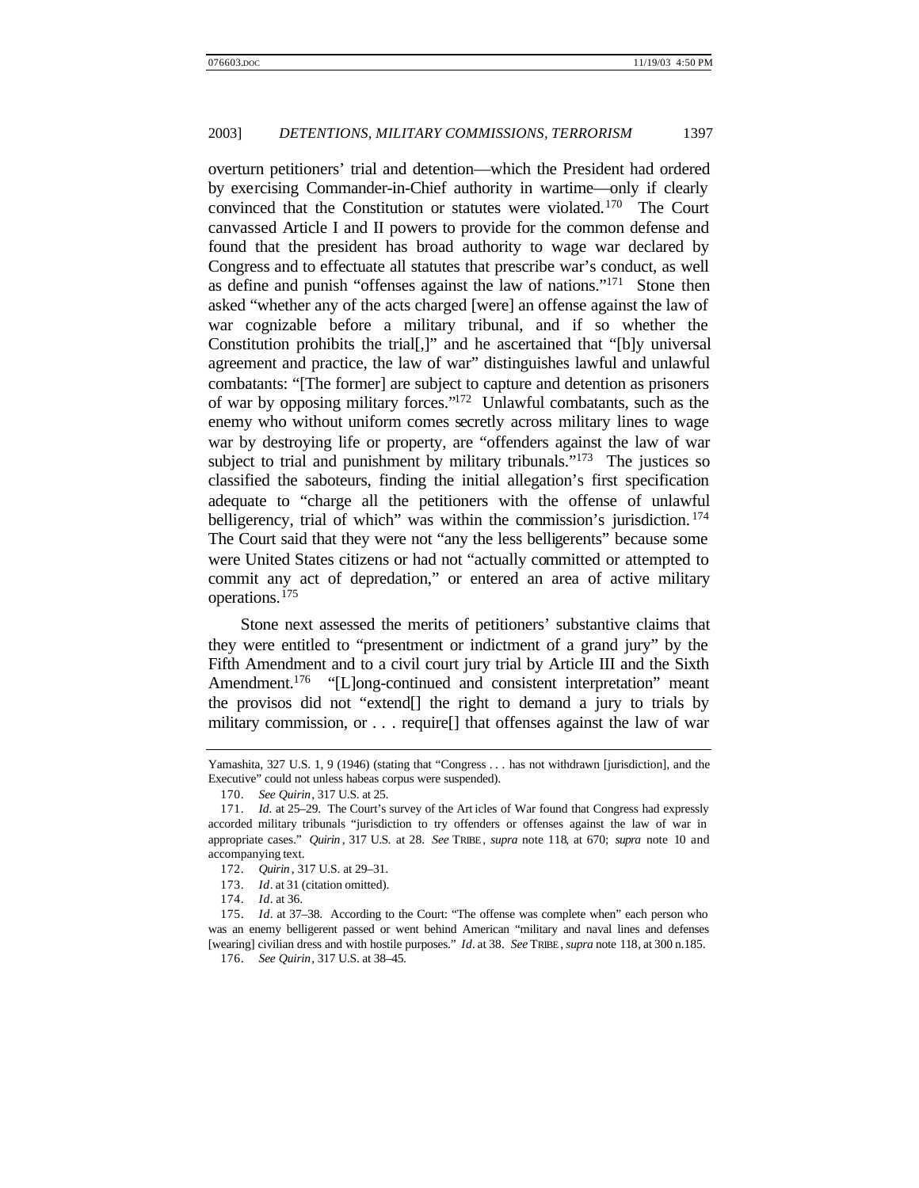overturn petitioners' trial and detention—which the President had ordered by exercising Commander-in-Chief authority in wartime—only if clearly convinced that the Constitution or statutes were violated.[170] The Court canvassed Article I and II powers to provide for the common defense and found that the president has broad authority to wage war declared by Congress and to effectuate all statutes that prescribe war's conduct, as well as define and punish "offenses against the law of nations."[171] Stone then asked "whether any of the acts charged [were] an offense against the law of war cognizable before a military tribunal, and if so whether the Constitution prohibits the trial[,]" and he ascertained that "[b]y universal agreement and practice, the law of war" distinguishes lawful and unlawful combatants: "[The former] are subject to capture and detention as prisoners of war by opposing military forces."[172] Unlawful combatants, such as the enemy who without uniform comes secretly across military lines to wage war by destroying life or property, are "offenders against the law of war subject to trial and punishment by military tribunals."[173] The justices so classified the saboteurs, finding the initial allegation's first specification adequate to "charge all the petitioners with the offense of unlawful belligerency, trial of which" was within the commission's jurisdiction.[174] The Court said that they were not "any the less belligerents" because some were United States citizens or had not "actually committed or attempted to commit any act of depredation," or entered an area of active military operations.[175]

Stone next assessed the merits of petitioners' substantive claims that they were entitled to "presentment or indictment of a grand jury" by the Fifth Amendment and to a civil court jury trial by Article III and the Sixth Amendment.[176] "[L]ong-continued and consistent interpretation" meant the provisos did not "extend[] the right to demand a jury to trials by military commission, or . . . require[] that offenses against the law of war

---

Yamashita, 327 U.S. 1, 9 (1946) (stating that "Congress . . . has not withdrawn [jurisdiction], and the Executive" could not unless habeas corpus were suspended).

170. *See Quirin*, 317 U.S. at 25.

171. *Id.* at 25–29. The Court's survey of the Articles of War found that Congress had expressly accorded military tribunals "jurisdiction to try offenders or offenses against the law of war in appropriate cases." *Quirin*, 317 U.S. at 28. *See* TRIBE, *supra* note 118, at 670; *supra* note 10 and accompanying text.

172. *Quirin*, 317 U.S. at 29–31.

173. *Id*. at 31 (citation omitted).

174. *Id*. at 36.

175. *Id*. at 37–38. According to the Court: "The offense was complete when" each person who was an enemy belligerent passed or went behind American "military and naval lines and defenses [wearing] civilian dress and with hostile purposes." *Id*. at 38. *See* TRIBE, *supra* note 118, at 300 n.185.

176. *See Quirin*, 317 U.S. at 38–45.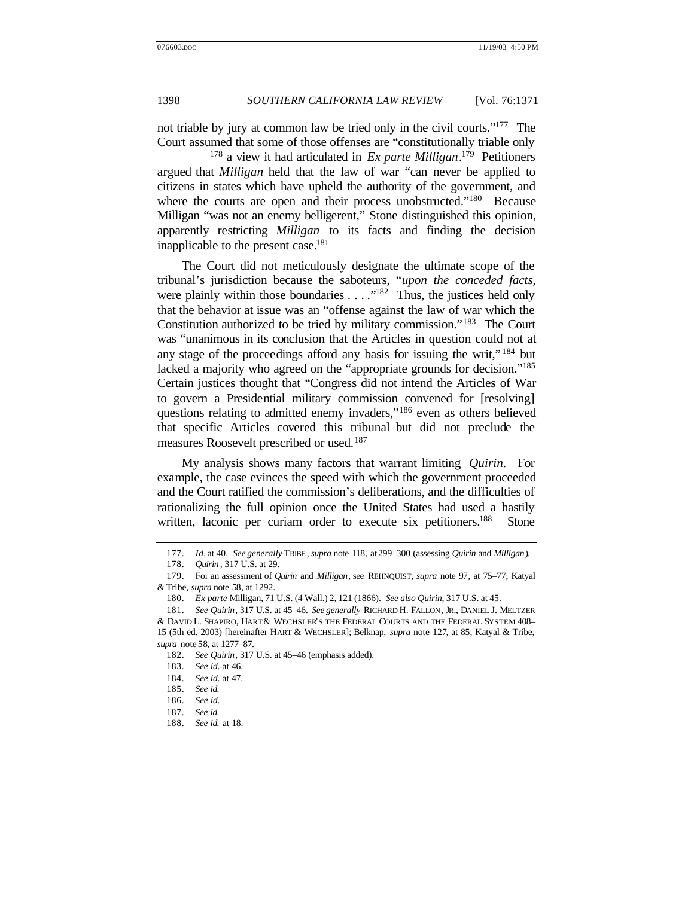not triable by jury at common law be tried only in the civil courts."[177] The Court assumed that some of those offenses are "constitutionally triable only [178] a view it had articulated in *Ex parte Milligan*.[179] Petitioners argued that *Milligan* held that the law of war "can never be applied to citizens in states which have upheld the authority of the government, and where the courts are open and their process unobstructed."[180] Because Milligan "was not an enemy belligerent," Stone distinguished this opinion, apparently restricting *Milligan* to its facts and finding the decision inapplicable to the present case.[181]

The Court did not meticulously designate the ultimate scope of the tribunal's jurisdiction because the saboteurs, "*upon the conceded facts*, were plainly within those boundaries . . . ."[182] Thus, the justices held only that the behavior at issue was an "offense against the law of war which the Constitution authorized to be tried by military commission."[183] The Court was "unanimous in its conclusion that the Articles in question could not at any stage of the proceedings afford any basis for issuing the writ,"[184] but lacked a majority who agreed on the "appropriate grounds for decision."[185] Certain justices thought that "Congress did not intend the Articles of War to govern a Presidential military commission convened for [resolving] questions relating to admitted enemy invaders,"[186] even as others believed that specific Articles covered this tribunal but did not preclude the measures Roosevelt prescribed or used.[187]

My analysis shows many factors that warrant limiting *Quirin*. For example, the case evinces the speed with which the government proceeded and the Court ratified the commission's deliberations, and the difficulties of rationalizing the full opinion once the United States had used a hastily written, laconic per curiam order to execute six petitioners.[188] Stone

---

177. *Id*. at 40. *See generally* TRIBE, *supra* note 118, at 299–300 (assessing *Quirin* and *Milligan*).

178. *Quirin*, 317 U.S. at 29.

179. For an assessment of *Quirin* and *Milligan*, see REHNQUIST, *supra* note 97, at 75–77; Katyal & Tribe, *supra* note 58, at 1292.

180. *Ex parte* Milligan, 71 U.S. (4 Wall.) 2, 121 (1866). *See also Quirin*, 317 U.S. at 45.

181. *See Quirin*, 317 U.S. at 45–46. *See generally* RICHARD H. FALLON, JR., DANIEL J. MELTZER & DAVID L. SHAPIRO, HART & WECHSLER'S THE FEDERAL COURTS AND THE FEDERAL SYSTEM 408–15 (5th ed. 2003) [hereinafter HART & WECHSLER]; Belknap, *supra* note 127, at 85; Katyal & Tribe, *supra* note 58, at 1277–87.

182. *See Quirin*, 317 U.S. at 45–46 (emphasis added).

183. *See id.* at 46.

184. *See id.* at 47.

185. *See id.*

186. *See id.*

187. *See id.*

188. *See id.* at 18.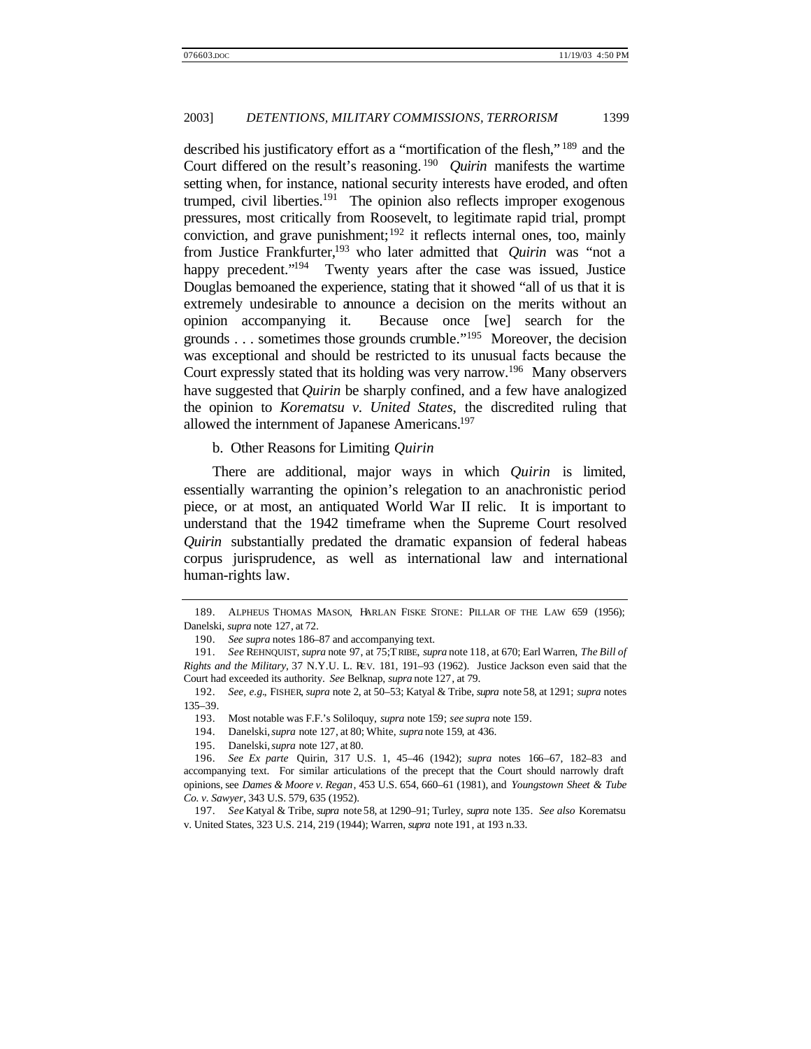described his justificatory effort as a "mortification of the flesh,"[189] and the Court differed on the result's reasoning.[190] *Quirin* manifests the wartime setting when, for instance, national security interests have eroded, and often trumped, civil liberties.[191] The opinion also reflects improper exogenous pressures, most critically from Roosevelt, to legitimate rapid trial, prompt conviction, and grave punishment;[192] it reflects internal ones, too, mainly from Justice Frankfurter,[193] who later admitted that *Quirin* was "not a happy precedent."[194] Twenty years after the case was issued, Justice Douglas bemoaned the experience, stating that it showed "all of us that it is extremely undesirable to announce a decision on the merits without an opinion accompanying it. Because once [we] search for the grounds . . . sometimes those grounds crumble."[195] Moreover, the decision was exceptional and should be restricted to its unusual facts because the Court expressly stated that its holding was very narrow.[196] Many observers have suggested that *Quirin* be sharply confined, and a few have analogized the opinion to *Korematsu v. United States*, the discredited ruling that allowed the internment of Japanese Americans.[197]

b. Other Reasons for Limiting *Quirin*

There are additional, major ways in which *Quirin* is limited, essentially warranting the opinion's relegation to an anachronistic period piece, or at most, an antiquated World War II relic. It is important to understand that the 1942 timeframe when the Supreme Court resolved *Quirin* substantially predated the dramatic expansion of federal habeas corpus jurisprudence, as well as international law and international human-rights law.

---

189. ALPHEUS THOMAS MASON, HARLAN FISKE STONE: PILLAR OF THE LAW 659 (1956); Danelski, *supra* note 127, at 72.

190. *See supra* notes 186–87 and accompanying text.

191. *See* REHNQUIST, *supra* note 97, at 75; TRIBE, *supra* note 118, at 670; Earl Warren, *The Bill of Rights and the Military*, 37 N.Y.U. L. REV. 181, 191–93 (1962). Justice Jackson even said that the Court had exceeded its authority. *See* Belknap, *supra* note 127, at 79.

192. *See, e.g.*, FISHER, *supra* note 2, at 50–53; Katyal & Tribe, *supra* note 58, at 1291; *supra* notes 135–39.

193. Most notable was F.F.'s Soliloquy, *supra* note 159; *see supra* note 159.

194. Danelski, *supra* note 127, at 80; White, *supra* note 159, at 436.

195. Danelski, *supra* note 127, at 80.

196. *See Ex parte* Quirin, 317 U.S. 1, 45–46 (1942); *supra* notes 166–67, 182–83 and accompanying text. For similar articulations of the precept that the Court should narrowly draft opinions, see *Dames & Moore v. Regan*, 453 U.S. 654, 660–61 (1981), and *Youngstown Sheet & Tube Co. v. Sawyer*, 343 U.S. 579, 635 (1952).

197. *See* Katyal & Tribe, *supra* note 58, at 1290–91; Turley, *supra* note 135. *See also* Korematsu v. United States, 323 U.S. 214, 219 (1944); Warren, *supra* note 191, at 193 n.33.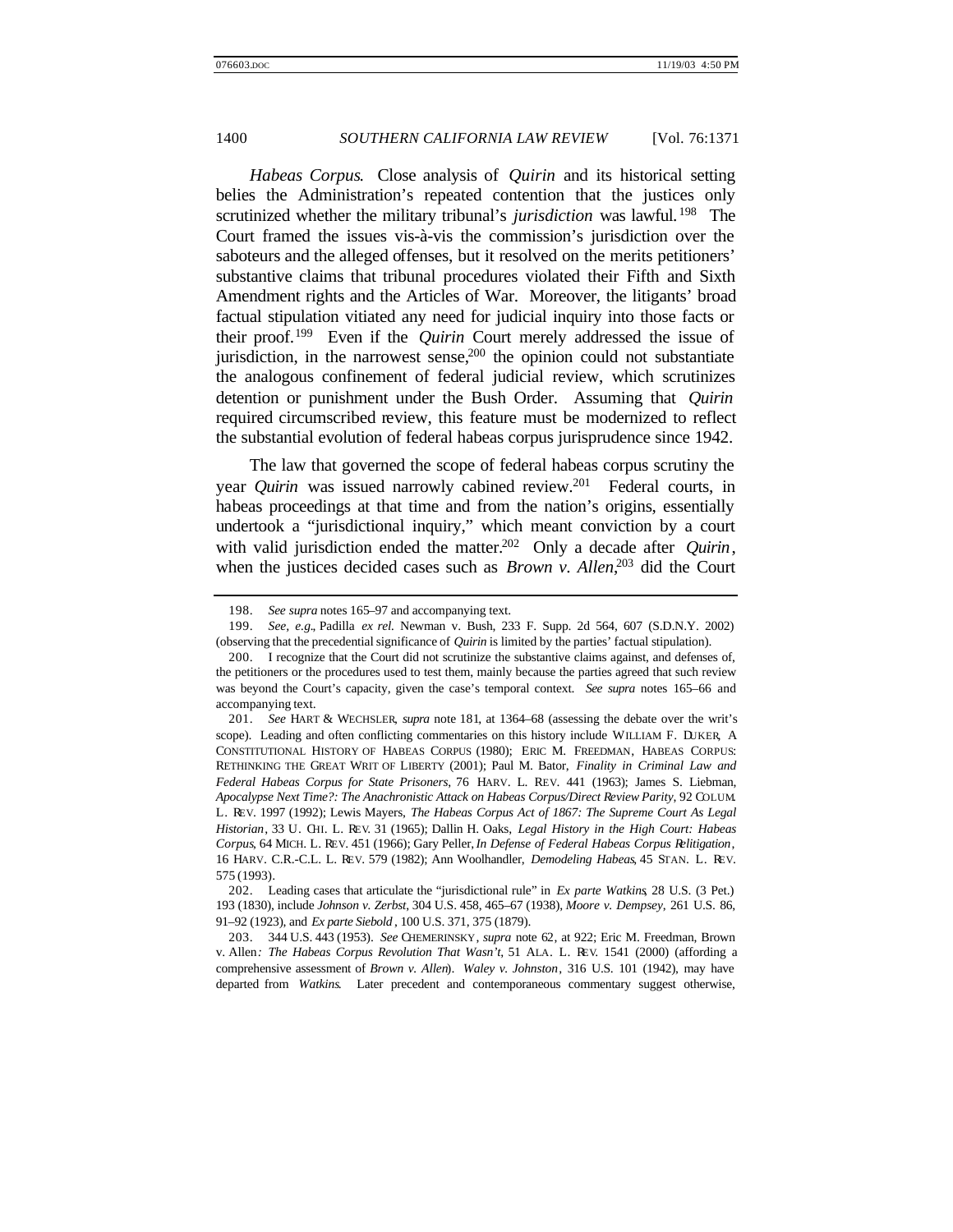*Habeas Corpus*. Close analysis of *Quirin* and its historical setting belies the Administration's repeated contention that the justices only scrutinized whether the military tribunal's *jurisdiction* was lawful.[198] The Court framed the issues vis-à-vis the commission's jurisdiction over the saboteurs and the alleged offenses, but it resolved on the merits petitioners' substantive claims that tribunal procedures violated their Fifth and Sixth Amendment rights and the Articles of War. Moreover, the litigants' broad factual stipulation vitiated any need for judicial inquiry into those facts or their proof.[199] Even if the *Quirin* Court merely addressed the issue of jurisdiction, in the narrowest sense,[200] the opinion could not substantiate the analogous confinement of federal judicial review, which scrutinizes detention or punishment under the Bush Order. Assuming that *Quirin* required circumscribed review, this feature must be modernized to reflect the substantial evolution of federal habeas corpus jurisprudence since 1942.

The law that governed the scope of federal habeas corpus scrutiny the year *Quirin* was issued narrowly cabined review.[201] Federal courts, in habeas proceedings at that time and from the nation's origins, essentially undertook a "jurisdictional inquiry," which meant conviction by a court with valid jurisdiction ended the matter.[202] Only a decade after *Quirin*, when the justices decided cases such as *Brown v. Allen*,[203] did the Court

---

198. *See supra* notes 165–97 and accompanying text.

199. *See, e.g.*, Padilla *ex rel.* Newman v. Bush, 233 F. Supp. 2d 564, 607 (S.D.N.Y. 2002) (observing that the precedential significance of *Quirin* is limited by the parties' factual stipulation).

200. I recognize that the Court did not scrutinize the substantive claims against, and defenses of, the petitioners or the procedures used to test them, mainly because the parties agreed that such review was beyond the Court's capacity, given the case's temporal context. *See supra* notes 165–66 and accompanying text.

201. *See* HART & WECHSLER, *supra* note 181, at 1364–68 (assessing the debate over the writ's scope). Leading and often conflicting commentaries on this history include WILLIAM F. DUKER, A CONSTITUTIONAL HISTORY OF HABEAS CORPUS (1980); ERIC M. FREEDMAN, HABEAS CORPUS: RETHINKING THE GREAT WRIT OF LIBERTY (2001); Paul M. Bator, *Finality in Criminal Law and Federal Habeas Corpus for State Prisoners*, 76 HARV. L. REV. 441 (1963); James S. Liebman, *Apocalypse Next Time?: The Anachronistic Attack on Habeas Corpus/Direct Review Parity*, 92 COLUM. L. REV. 1997 (1992); Lewis Mayers, *The Habeas Corpus Act of 1867: The Supreme Court As Legal Historian*, 33 U. CHI. L. REV. 31 (1965); Dallin H. Oaks, *Legal History in the High Court: Habeas Corpus*, 64 MICH. L. REV. 451 (1966); Gary Peller, *In Defense of Federal Habeas Corpus Relitigation*, 16 HARV. C.R.-C.L. L. REV. 579 (1982); Ann Woolhandler, *Demodeling Habeas*, 45 STAN. L. REV. 575 (1993).

202. Leading cases that articulate the "jurisdictional rule" in *Ex parte Watkins*, 28 U.S. (3 Pet.) 193 (1830), include *Johnson v. Zerbst*, 304 U.S. 458, 465–67 (1938), *Moore v. Dempsey*, 261 U.S. 86, 91–92 (1923), and *Ex parte Siebold*, 100 U.S. 371, 375 (1879).

203. 344 U.S. 443 (1953). *See* CHEMERINSKY, *supra* note 62, at 922; Eric M. Freedman, Brown v. Allen*: The Habeas Corpus Revolution That Wasn't*, 51 ALA. L. REV. 1541 (2000) (affording a comprehensive assessment of *Brown v. Allen*). *Waley v. Johnston*, 316 U.S. 101 (1942), may have departed from *Watkins*. Later precedent and contemporaneous commentary suggest otherwise,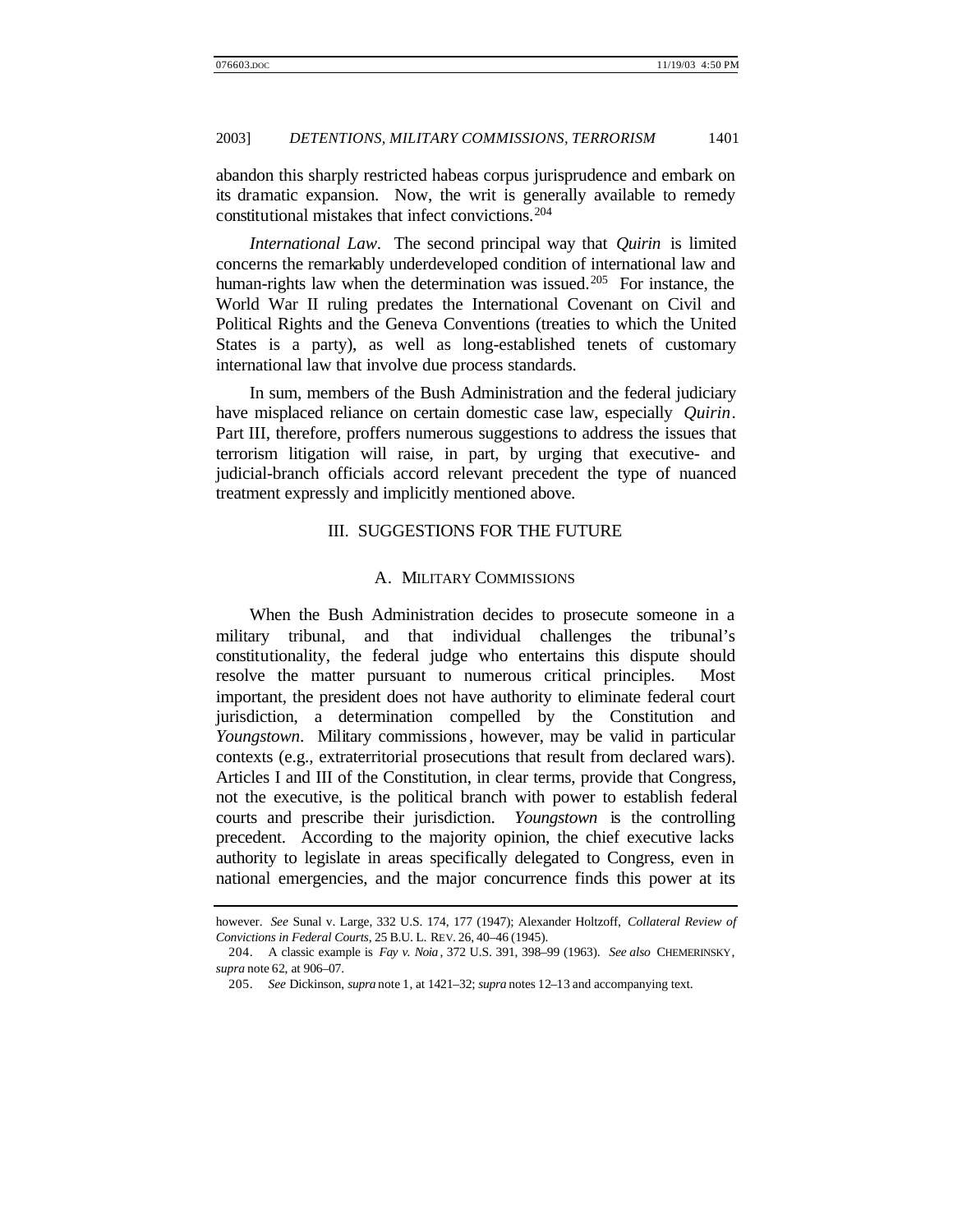abandon this sharply restricted habeas corpus jurisprudence and embark on its dramatic expansion. Now, the writ is generally available to remedy constitutional mistakes that infect convictions.[204]

*International Law*. The second principal way that *Quirin* is limited concerns the remarkably underdeveloped condition of international law and human-rights law when the determination was issued.[205] For instance, the World War II ruling predates the International Covenant on Civil and Political Rights and the Geneva Conventions (treaties to which the United States is a party), as well as long-established tenets of customary international law that involve due process standards.

In sum, members of the Bush Administration and the federal judiciary have misplaced reliance on certain domestic case law, especially *Quirin*. Part III, therefore, proffers numerous suggestions to address the issues that terrorism litigation will raise, in part, by urging that executive- and judicial-branch officials accord relevant precedent the type of nuanced treatment expressly and implicitly mentioned above.

## III. SUGGESTIONS FOR THE FUTURE

### A. MILITARY COMMISSIONS

When the Bush Administration decides to prosecute someone in a military tribunal, and that individual challenges the tribunal's constitutionality, the federal judge who entertains this dispute should resolve the matter pursuant to numerous critical principles. Most important, the president does not have authority to eliminate federal court jurisdiction, a determination compelled by the Constitution and *Youngstown*. Military commissions, however, may be valid in particular contexts (e.g., extraterritorial prosecutions that result from declared wars). Articles I and III of the Constitution, in clear terms, provide that Congress, not the executive, is the political branch with power to establish federal courts and prescribe their jurisdiction. *Youngstown* is the controlling precedent. According to the majority opinion, the chief executive lacks authority to legislate in areas specifically delegated to Congress, even in national emergencies, and the major concurrence finds this power at its

---

however. *See* Sunal v. Large, 332 U.S. 174, 177 (1947); Alexander Holtzoff, *Collateral Review of Convictions in Federal Courts*, 25 B.U. L. REV. 26, 40–46 (1945).

204. A classic example is *Fay v. Noia*, 372 U.S. 391, 398–99 (1963). *See also* CHEMERINSKY, *supra* note 62, at 906–07.

205. *See* Dickinson, *supra* note 1, at 1421–32; *supra* notes 12–13 and accompanying text.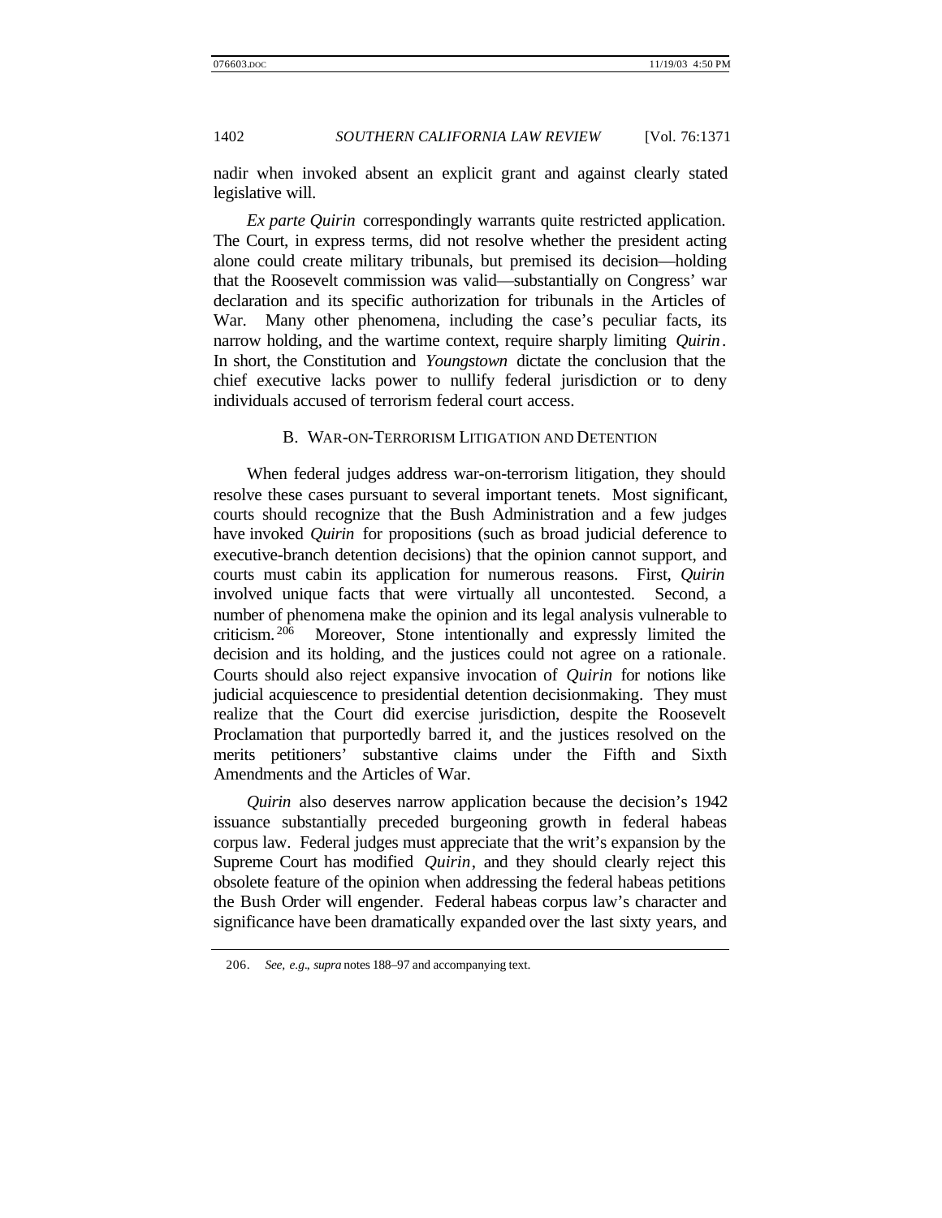nadir when invoked absent an explicit grant and against clearly stated legislative will.

*Ex parte Quirin* correspondingly warrants quite restricted application. The Court, in express terms, did not resolve whether the president acting alone could create military tribunals, but premised its decision—holding that the Roosevelt commission was valid—substantially on Congress' war declaration and its specific authorization for tribunals in the Articles of War. Many other phenomena, including the case's peculiar facts, its narrow holding, and the wartime context, require sharply limiting *Quirin*. In short, the Constitution and *Youngstown* dictate the conclusion that the chief executive lacks power to nullify federal jurisdiction or to deny individuals accused of terrorism federal court access.

### B. WAR-ON-TERRORISM LITIGATION AND DETENTION

When federal judges address war-on-terrorism litigation, they should resolve these cases pursuant to several important tenets. Most significant, courts should recognize that the Bush Administration and a few judges have invoked *Quirin* for propositions (such as broad judicial deference to executive-branch detention decisions) that the opinion cannot support, and courts must cabin its application for numerous reasons. First, *Quirin* involved unique facts that were virtually all uncontested. Second, a number of phenomena make the opinion and its legal analysis vulnerable to criticism.[206] Moreover, Stone intentionally and expressly limited the decision and its holding, and the justices could not agree on a rationale. Courts should also reject expansive invocation of *Quirin* for notions like judicial acquiescence to presidential detention decisionmaking. They must realize that the Court did exercise jurisdiction, despite the Roosevelt Proclamation that purportedly barred it, and the justices resolved on the merits petitioners' substantive claims under the Fifth and Sixth Amendments and the Articles of War.

*Quirin* also deserves narrow application because the decision's 1942 issuance substantially preceded burgeoning growth in federal habeas corpus law. Federal judges must appreciate that the writ's expansion by the Supreme Court has modified *Quirin*, and they should clearly reject this obsolete feature of the opinion when addressing the federal habeas petitions the Bush Order will engender. Federal habeas corpus law's character and significance have been dramatically expanded over the last sixty years, and

206. *See, e.g.*, *supra* notes 188–97 and accompanying text.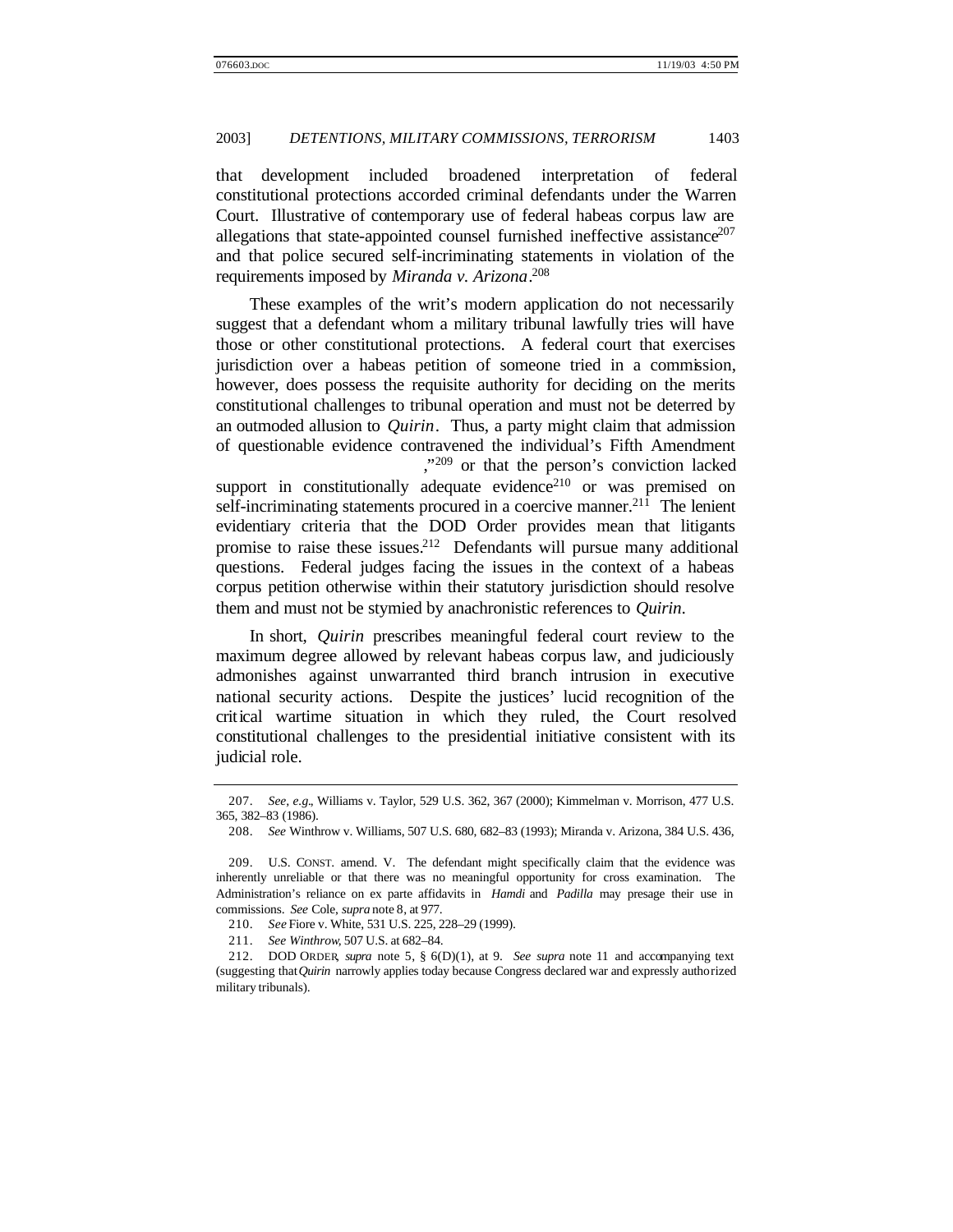that development included broadened interpretation of federal constitutional protections accorded criminal defendants under the Warren Court. Illustrative of contemporary use of federal habeas corpus law are allegations that state-appointed counsel furnished ineffective assistance[207] and that police secured self-incriminating statements in violation of the requirements imposed by *Miranda v. Arizona*.[208]

These examples of the writ's modern application do not necessarily suggest that a defendant whom a military tribunal lawfully tries will have those or other constitutional protections. A federal court that exercises jurisdiction over a habeas petition of someone tried in a commission, however, does possess the requisite authority for deciding on the merits constitutional challenges to tribunal operation and must not be deterred by an outmoded allusion to *Quirin*. Thus, a party might claim that admission of questionable evidence contravened the individual's Fifth Amendment ,"[209] or that the person's conviction lacked support in constitutionally adequate evidence[210] or was premised on self-incriminating statements procured in a coercive manner.[211] The lenient evidentiary criteria that the DOD Order provides mean that litigants promise to raise these issues.[212] Defendants will pursue many additional questions. Federal judges facing the issues in the context of a habeas corpus petition otherwise within their statutory jurisdiction should resolve them and must not be stymied by anachronistic references to *Quirin*.

In short, *Quirin* prescribes meaningful federal court review to the maximum degree allowed by relevant habeas corpus law, and judiciously admonishes against unwarranted third branch intrusion in executive national security actions. Despite the justices' lucid recognition of the critical wartime situation in which they ruled, the Court resolved constitutional challenges to the presidential initiative consistent with its judicial role.

---

207. *See, e.g.*, Williams v. Taylor, 529 U.S. 362, 367 (2000); Kimmelman v. Morrison, 477 U.S. 365, 382–83 (1986).

208. *See* Winthrow v. Williams, 507 U.S. 680, 682–83 (1993); Miranda v. Arizona, 384 U.S. 436,

209. U.S. CONST. amend. V. The defendant might specifically claim that the evidence was inherently unreliable or that there was no meaningful opportunity for cross examination. The Administration's reliance on ex parte affidavits in *Hamdi* and *Padilla* may presage their use in commissions. *See* Cole, *supra* note 8, at 977.

210. *See* Fiore v. White, 531 U.S. 225, 228–29 (1999).

211. *See Winthrow*, 507 U.S. at 682–84.

212. DOD ORDER, *supra* note 5, § 6(D)(1), at 9. *See supra* note 11 and accompanying text (suggesting that *Quirin* narrowly applies today because Congress declared war and expressly authorized military tribunals).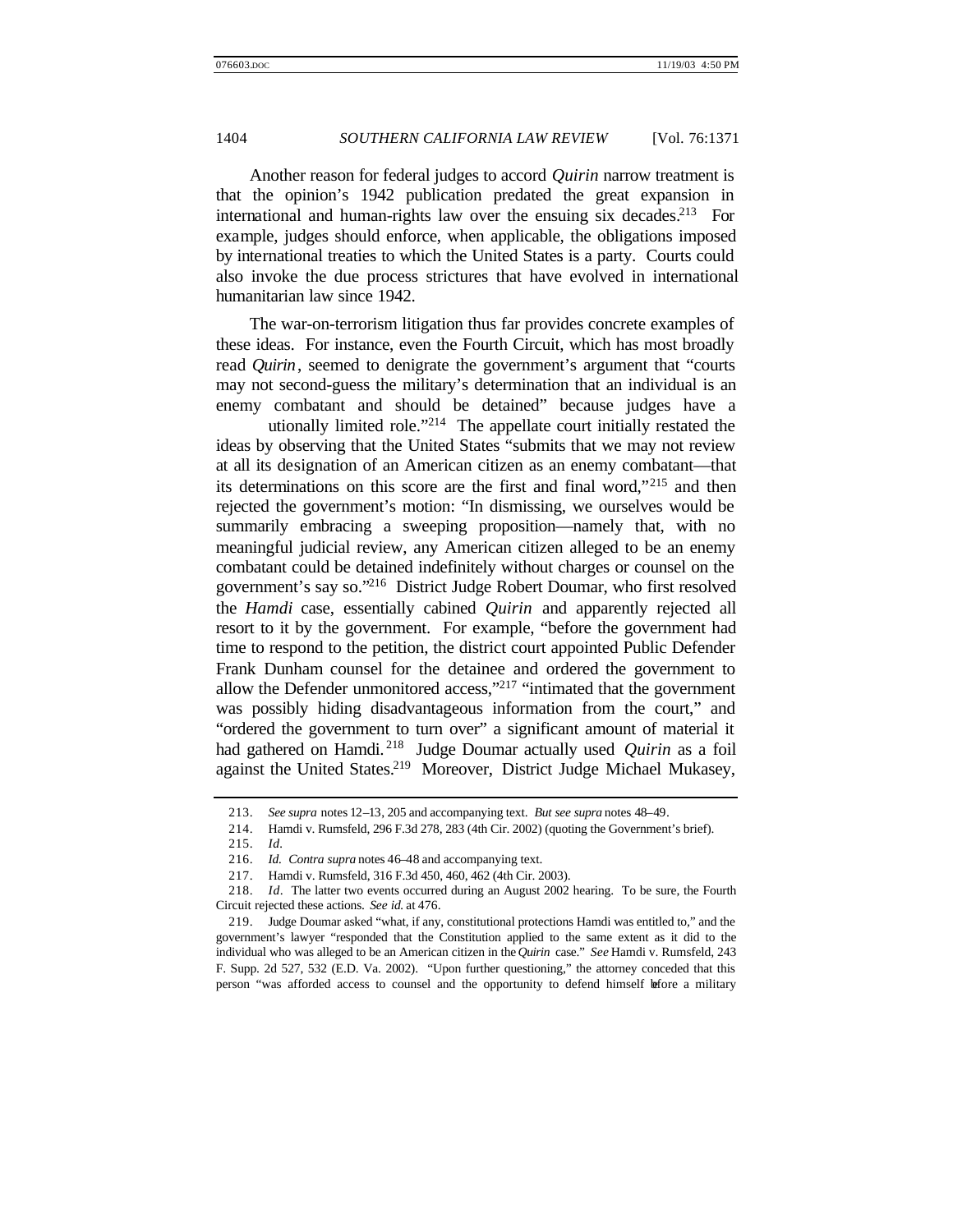Another reason for federal judges to accord *Quirin* narrow treatment is that the opinion's 1942 publication predated the great expansion in international and human-rights law over the ensuing six decades.[213] For example, judges should enforce, when applicable, the obligations imposed by international treaties to which the United States is a party. Courts could also invoke the due process strictures that have evolved in international humanitarian law since 1942.

The war-on-terrorism litigation thus far provides concrete examples of these ideas. For instance, even the Fourth Circuit, which has most broadly read *Quirin*, seemed to denigrate the government's argument that "courts may not second-guess the military's determination that an individual is an enemy combatant and should be detained" because judges have a utionally limited role."[214] The appellate court initially restated the ideas by observing that the United States "submits that we may not review at all its designation of an American citizen as an enemy combatant—that its determinations on this score are the first and final word,"[215] and then rejected the government's motion: "In dismissing, we ourselves would be summarily embracing a sweeping proposition—namely that, with no meaningful judicial review, any American citizen alleged to be an enemy combatant could be detained indefinitely without charges or counsel on the government's say so."[216] District Judge Robert Doumar, who first resolved the *Hamdi* case, essentially cabined *Quirin* and apparently rejected all resort to it by the government. For example, "before the government had time to respond to the petition, the district court appointed Public Defender Frank Dunham counsel for the detainee and ordered the government to allow the Defender unmonitored access,"[217] "intimated that the government was possibly hiding disadvantageous information from the court," and "ordered the government to turn over" a significant amount of material it had gathered on Hamdi.[218] Judge Doumar actually used *Quirin* as a foil against the United States.[219] Moreover, District Judge Michael Mukasey,

---

213. *See supra* notes 12–13, 205 and accompanying text. *But see supra* notes 48–49.

214. Hamdi v. Rumsfeld, 296 F.3d 278, 283 (4th Cir. 2002) (quoting the Government's brief).

215. *Id.*

216. *Id. Contra supra* notes 46–48 and accompanying text.

217. Hamdi v. Rumsfeld, 316 F.3d 450, 460, 462 (4th Cir. 2003).

218. *Id*. The latter two events occurred during an August 2002 hearing. To be sure, the Fourth Circuit rejected these actions. *See id.* at 476.

219. Judge Doumar asked "what, if any, constitutional protections Hamdi was entitled to," and the government's lawyer "responded that the Constitution applied to the same extent as it did to the individual who was alleged to be an American citizen in the *Quirin* case." *See* Hamdi v. Rumsfeld, 243 F. Supp. 2d 527, 532 (E.D. Va. 2002). "Upon further questioning," the attorney conceded that this person "was afforded access to counsel and the opportunity to defend himself before a military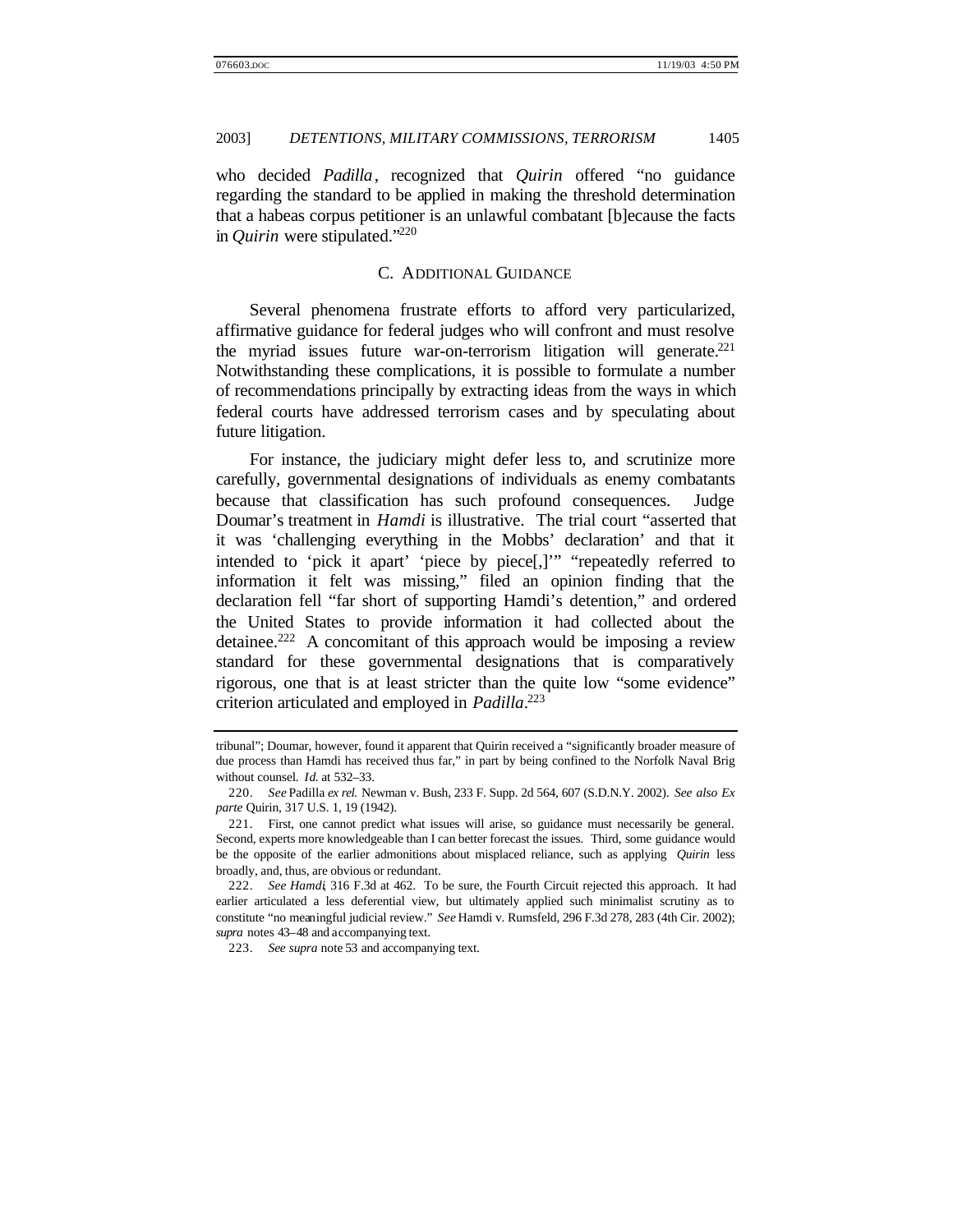who decided *Padilla*, recognized that *Quirin* offered "no guidance regarding the standard to be applied in making the threshold determination that a habeas corpus petitioner is an unlawful combatant [b]ecause the facts in *Quirin* were stipulated."[220]

### C. Additional Guidance

Several phenomena frustrate efforts to afford very particularized, affirmative guidance for federal judges who will confront and must resolve the myriad issues future war-on-terrorism litigation will generate.[221] Notwithstanding these complications, it is possible to formulate a number of recommendations principally by extracting ideas from the ways in which federal courts have addressed terrorism cases and by speculating about future litigation.

For instance, the judiciary might defer less to, and scrutinize more carefully, governmental designations of individuals as enemy combatants because that classification has such profound consequences. Judge Doumar's treatment in *Hamdi* is illustrative. The trial court "asserted that it was 'challenging everything in the Mobbs' declaration' and that it intended to 'pick it apart' 'piece by piece[,]'" "repeatedly referred to information it felt was missing," filed an opinion finding that the declaration fell "far short of supporting Hamdi's detention," and ordered the United States to provide information it had collected about the detainee.[222] A concomitant of this approach would be imposing a review standard for these governmental designations that is comparatively rigorous, one that is at least stricter than the quite low "some evidence" criterion articulated and employed in *Padilla*.[223]

---

tribunal"; Doumar, however, found it apparent that Quirin received a "significantly broader measure of due process than Hamdi has received thus far," in part by being confined to the Norfolk Naval Brig without counsel. *Id.* at 532–33.

220. *See* Padilla *ex rel.* Newman v. Bush, 233 F. Supp. 2d 564, 607 (S.D.N.Y. 2002). *See also Ex parte* Quirin, 317 U.S. 1, 19 (1942).

221. First, one cannot predict what issues will arise, so guidance must necessarily be general. Second, experts more knowledgeable than I can better forecast the issues. Third, some guidance would be the opposite of the earlier admonitions about misplaced reliance, such as applying *Quirin* less broadly, and, thus, are obvious or redundant.

222. *See Hamdi*, 316 F.3d at 462. To be sure, the Fourth Circuit rejected this approach. It had earlier articulated a less deferential view, but ultimately applied such minimalist scrutiny as to constitute "no meaningful judicial review." *See* Hamdi v. Rumsfeld, 296 F.3d 278, 283 (4th Cir. 2002); *supra* notes 43–48 and accompanying text.

223. *See supra* note 53 and accompanying text.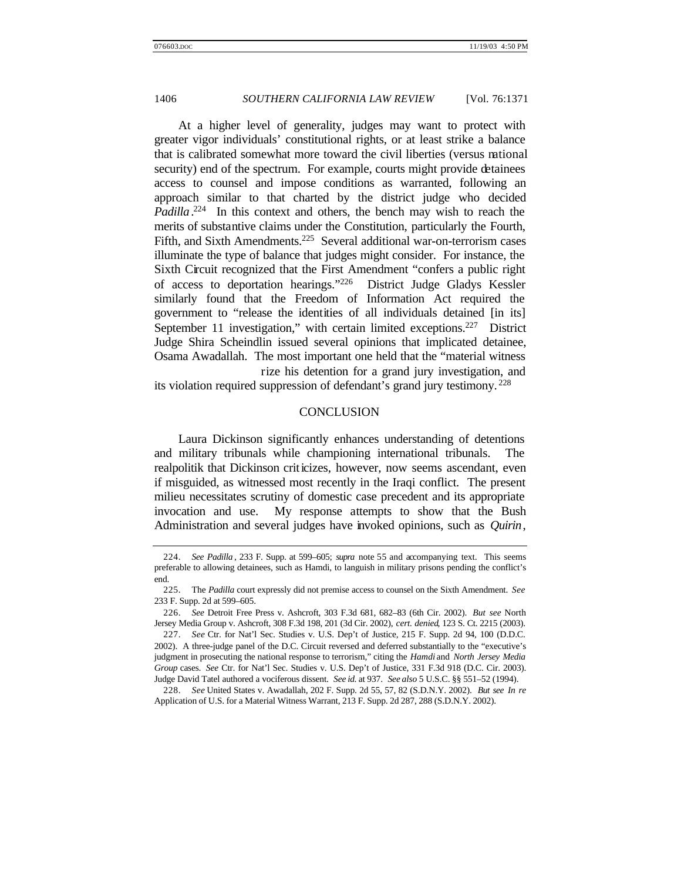At a higher level of generality, judges may want to protect with greater vigor individuals' constitutional rights, or at least strike a balance that is calibrated somewhat more toward the civil liberties (versus national security) end of the spectrum. For example, courts might provide detainees access to counsel and impose conditions as warranted, following an approach similar to that charted by the district judge who decided *Padilla*.[224] In this context and others, the bench may wish to reach the merits of substantive claims under the Constitution, particularly the Fourth, Fifth, and Sixth Amendments.[225] Several additional war-on-terrorism cases illuminate the type of balance that judges might consider. For instance, the Sixth Circuit recognized that the First Amendment "confers a public right of access to deportation hearings."[226] District Judge Gladys Kessler similarly found that the Freedom of Information Act required the government to "release the identities of all individuals detained [in its] September 11 investigation," with certain limited exceptions.[227] District Judge Shira Scheindlin issued several opinions that implicated detainee, Osama Awadallah. The most important one held that the "material witness rize his detention for a grand jury investigation, and its violation required suppression of defendant's grand jury testimony.[228]

## CONCLUSION

Laura Dickinson significantly enhances understanding of detentions and military tribunals while championing international tribunals. The realpolitik that Dickinson criticizes, however, now seems ascendant, even if misguided, as witnessed most recently in the Iraqi conflict. The present milieu necessitates scrutiny of domestic case precedent and its appropriate invocation and use. My response attempts to show that the Bush Administration and several judges have invoked opinions, such as *Quirin*,

---

224. *See Padilla*, 233 F. Supp. at 599–605; *supra* note 55 and accompanying text. This seems preferable to allowing detainees, such as Hamdi, to languish in military prisons pending the conflict's end.

225. The *Padilla* court expressly did not premise access to counsel on the Sixth Amendment. *See* 233 F. Supp. 2d at 599–605.

226. *See* Detroit Free Press v. Ashcroft, 303 F.3d 681, 682–83 (6th Cir. 2002). *But see* North Jersey Media Group v. Ashcroft, 308 F.3d 198, 201 (3d Cir. 2002), *cert. denied*, 123 S. Ct. 2215 (2003).

227. *See* Ctr. for Nat'l Sec. Studies v. U.S. Dep't of Justice, 215 F. Supp. 2d 94, 100 (D.D.C. 2002). A three-judge panel of the D.C. Circuit reversed and deferred substantially to the "executive's judgment in prosecuting the national response to terrorism," citing the *Hamdi* and *North Jersey Media Group* cases. *See* Ctr. for Nat'l Sec. Studies v. U.S. Dep't of Justice, 331 F.3d 918 (D.C. Cir. 2003). Judge David Tatel authored a vociferous dissent. *See id.* at 937. *See also* 5 U.S.C. §§ 551–52 (1994).

228. *See* United States v. Awadallah, 202 F. Supp. 2d 55, 57, 82 (S.D.N.Y. 2002). *But see In re* Application of U.S. for a Material Witness Warrant, 213 F. Supp. 2d 287, 288 (S.D.N.Y. 2002).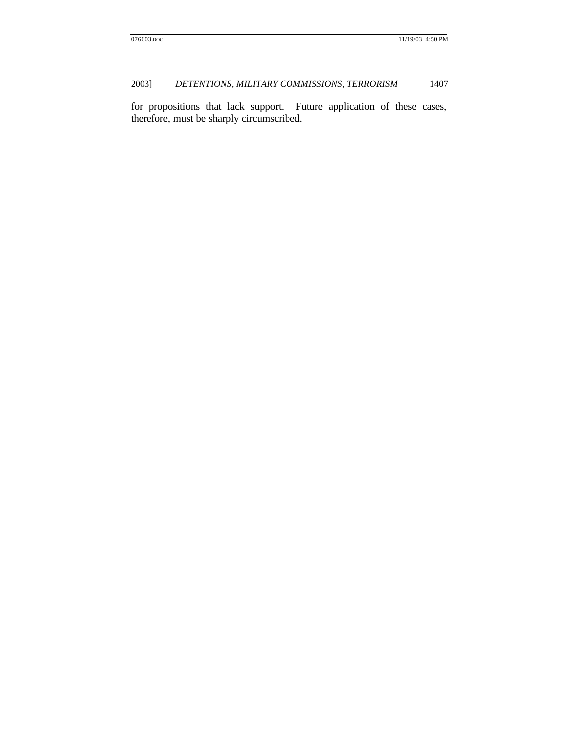for propositions that lack support. Future application of these cases, therefore, must be sharply circumscribed.